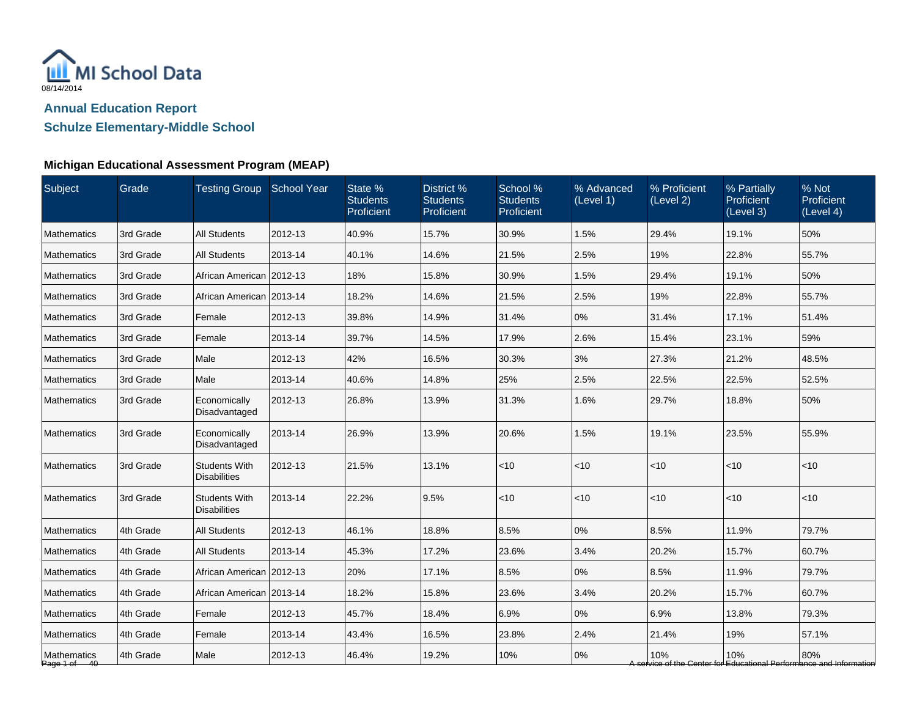MI School Data

08/14/2014

## Annual Education Report

## Schulze Elementary-Middle School

### Michigan Educational Assessment Program (MEAP)

| Subject | Grade | Testing Group | School Year | State % Students Proficient | District % Students Proficient | School % Students Proficient | % Advanced (Level 1) | % Proficient (Level 2) | % Partially Proficient (Level 3) | % Not Proficient (Level 4) |
|---|---|---|---|---|---|---|---|---|---|---|
| Mathematics | 3rd Grade | All Students | 2012-13 | 40.9% | 15.7% | 30.9% | 1.5% | 29.4% | 19.1% | 50% |
| Mathematics | 3rd Grade | All Students | 2013-14 | 40.1% | 14.6% | 21.5% | 2.5% | 19% | 22.8% | 55.7% |
| Mathematics | 3rd Grade | African American | 2012-13 | 18% | 15.8% | 30.9% | 1.5% | 29.4% | 19.1% | 50% |
| Mathematics | 3rd Grade | African American | 2013-14 | 18.2% | 14.6% | 21.5% | 2.5% | 19% | 22.8% | 55.7% |
| Mathematics | 3rd Grade | Female | 2012-13 | 39.8% | 14.9% | 31.4% | 0% | 31.4% | 17.1% | 51.4% |
| Mathematics | 3rd Grade | Female | 2013-14 | 39.7% | 14.5% | 17.9% | 2.6% | 15.4% | 23.1% | 59% |
| Mathematics | 3rd Grade | Male | 2012-13 | 42% | 16.5% | 30.3% | 3% | 27.3% | 21.2% | 48.5% |
| Mathematics | 3rd Grade | Male | 2013-14 | 40.6% | 14.8% | 25% | 2.5% | 22.5% | 22.5% | 52.5% |
| Mathematics | 3rd Grade | Economically Disadvantaged | 2012-13 | 26.8% | 13.9% | 31.3% | 1.6% | 29.7% | 18.8% | 50% |
| Mathematics | 3rd Grade | Economically Disadvantaged | 2013-14 | 26.9% | 13.9% | 20.6% | 1.5% | 19.1% | 23.5% | 55.9% |
| Mathematics | 3rd Grade | Students With Disabilities | 2012-13 | 21.5% | 13.1% | <10 | <10 | <10 | <10 | <10 |
| Mathematics | 3rd Grade | Students With Disabilities | 2013-14 | 22.2% | 9.5% | <10 | <10 | <10 | <10 | <10 |
| Mathematics | 4th Grade | All Students | 2012-13 | 46.1% | 18.8% | 8.5% | 0% | 8.5% | 11.9% | 79.7% |
| Mathematics | 4th Grade | All Students | 2013-14 | 45.3% | 17.2% | 23.6% | 3.4% | 20.2% | 15.7% | 60.7% |
| Mathematics | 4th Grade | African American | 2012-13 | 20% | 17.1% | 8.5% | 0% | 8.5% | 11.9% | 79.7% |
| Mathematics | 4th Grade | African American | 2013-14 | 18.2% | 15.8% | 23.6% | 3.4% | 20.2% | 15.7% | 60.7% |
| Mathematics | 4th Grade | Female | 2012-13 | 45.7% | 18.4% | 6.9% | 0% | 6.9% | 13.8% | 79.3% |
| Mathematics | 4th Grade | Female | 2013-14 | 43.4% | 16.5% | 23.8% | 2.4% | 21.4% | 19% | 57.1% |
| Mathematics | 4th Grade | Male | 2012-13 | 46.4% | 19.2% | 10% | 0% | 10% | 10% | 80% |

A service of the Center for Educational Performance and Information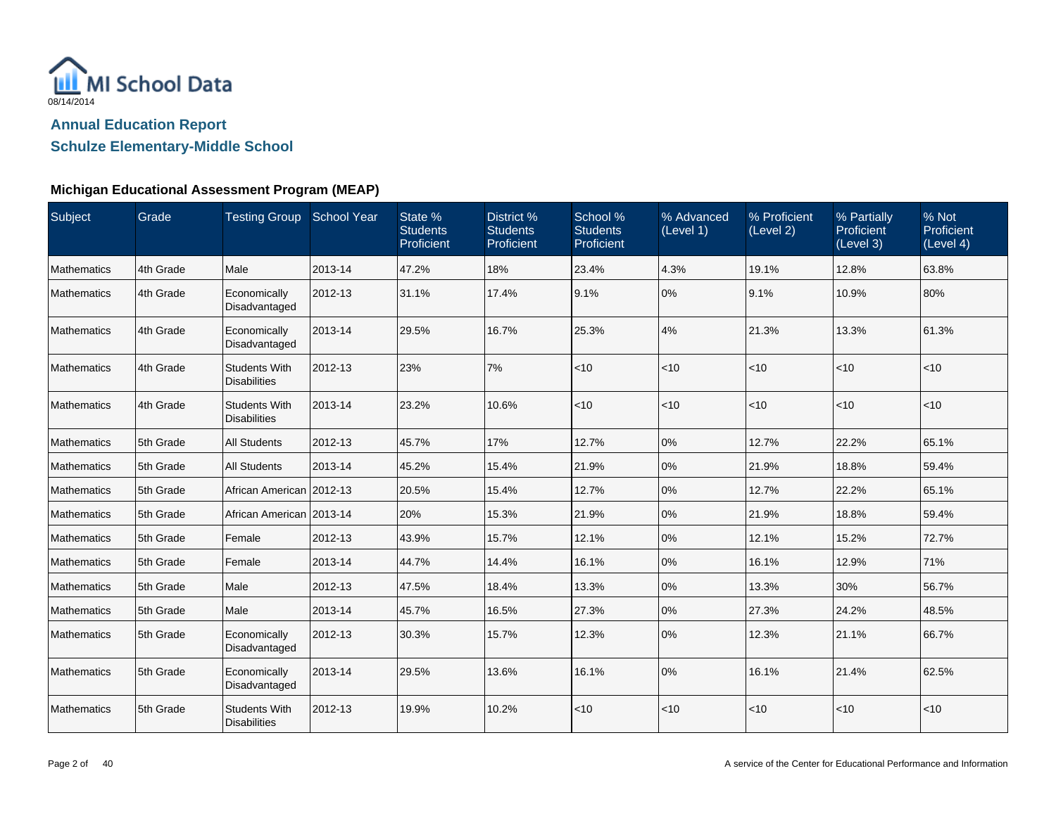MI School Data

08/14/2014

## Annual Education Report

## Schulze Elementary-Middle School

### Michigan Educational Assessment Program (MEAP)

| Subject | Grade | Testing Group | School Year | State % Students Proficient | District % Students Proficient | School % Students Proficient | % Advanced (Level 1) | % Proficient (Level 2) | % Partially Proficient (Level 3) | % Not Proficient (Level 4) |
|---|---|---|---|---|---|---|---|---|---|---|
| Mathematics | 4th Grade | Male | 2013-14 | 47.2% | 18% | 23.4% | 4.3% | 19.1% | 12.8% | 63.8% |
| Mathematics | 4th Grade | Economically Disadvantaged | 2012-13 | 31.1% | 17.4% | 9.1% | 0% | 9.1% | 10.9% | 80% |
| Mathematics | 4th Grade | Economically Disadvantaged | 2013-14 | 29.5% | 16.7% | 25.3% | 4% | 21.3% | 13.3% | 61.3% |
| Mathematics | 4th Grade | Students With Disabilities | 2012-13 | 23% | 7% | <10 | <10 | <10 | <10 | <10 |
| Mathematics | 4th Grade | Students With Disabilities | 2013-14 | 23.2% | 10.6% | <10 | <10 | <10 | <10 | <10 |
| Mathematics | 5th Grade | All Students | 2012-13 | 45.7% | 17% | 12.7% | 0% | 12.7% | 22.2% | 65.1% |
| Mathematics | 5th Grade | All Students | 2013-14 | 45.2% | 15.4% | 21.9% | 0% | 21.9% | 18.8% | 59.4% |
| Mathematics | 5th Grade | African American | 2012-13 | 20.5% | 15.4% | 12.7% | 0% | 12.7% | 22.2% | 65.1% |
| Mathematics | 5th Grade | African American | 2013-14 | 20% | 15.3% | 21.9% | 0% | 21.9% | 18.8% | 59.4% |
| Mathematics | 5th Grade | Female | 2012-13 | 43.9% | 15.7% | 12.1% | 0% | 12.1% | 15.2% | 72.7% |
| Mathematics | 5th Grade | Female | 2013-14 | 44.7% | 14.4% | 16.1% | 0% | 16.1% | 12.9% | 71% |
| Mathematics | 5th Grade | Male | 2012-13 | 47.5% | 18.4% | 13.3% | 0% | 13.3% | 30% | 56.7% |
| Mathematics | 5th Grade | Male | 2013-14 | 45.7% | 16.5% | 27.3% | 0% | 27.3% | 24.2% | 48.5% |
| Mathematics | 5th Grade | Economically Disadvantaged | 2012-13 | 30.3% | 15.7% | 12.3% | 0% | 12.3% | 21.1% | 66.7% |
| Mathematics | 5th Grade | Economically Disadvantaged | 2013-14 | 29.5% | 13.6% | 16.1% | 0% | 16.1% | 21.4% | 62.5% |
| Mathematics | 5th Grade | Students With Disabilities | 2012-13 | 19.9% | 10.2% | <10 | <10 | <10 | <10 | <10 |

A service of the Center for Educational Performance and Information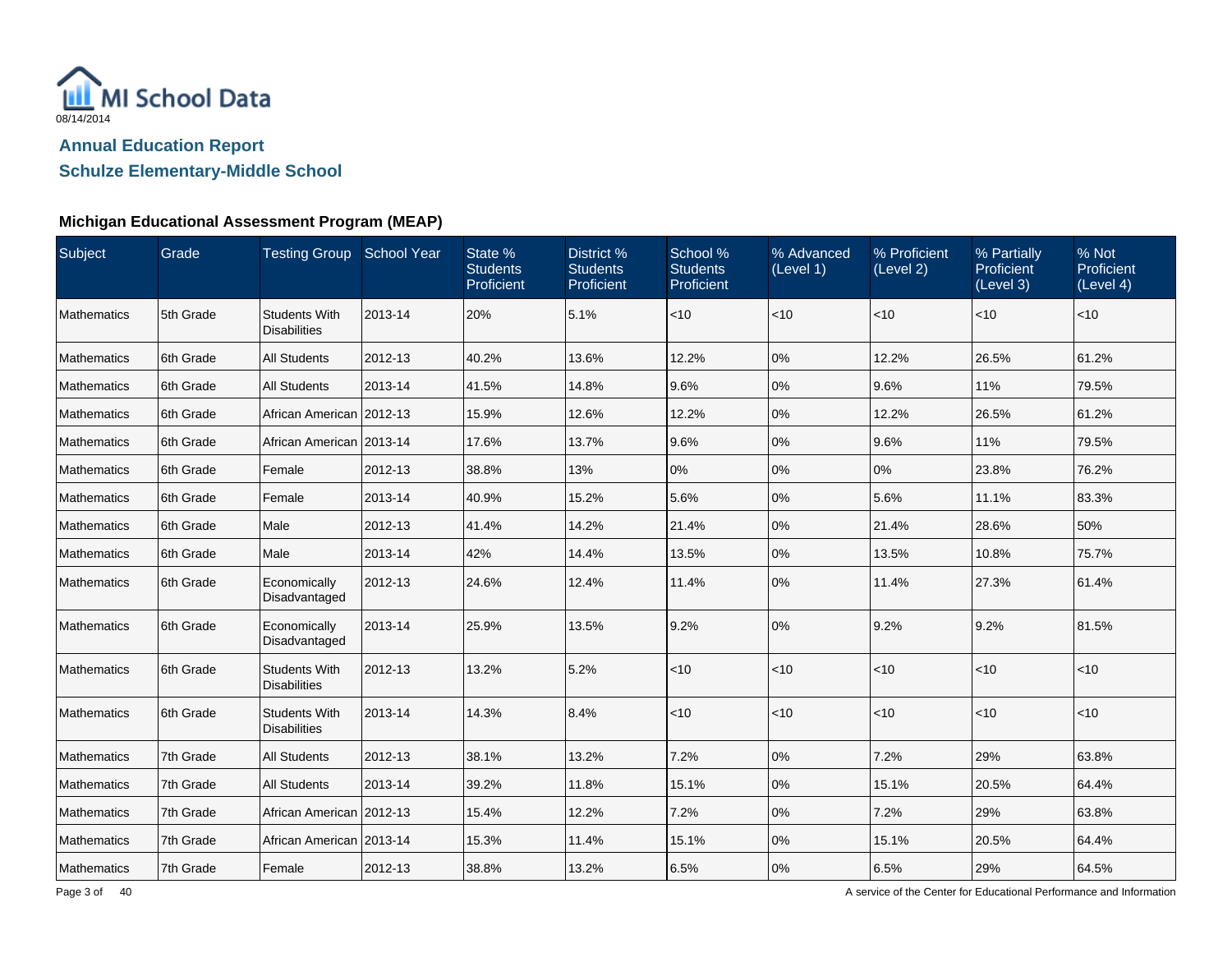MI School Data
08/14/2014

## Annual Education Report

## Schulze Elementary-Middle School

### Michigan Educational Assessment Program (MEAP)

| Subject | Grade | Testing Group | School Year | State % Students Proficient | District % Students Proficient | School % Students Proficient | % Advanced (Level 1) | % Proficient (Level 2) | % Partially Proficient (Level 3) | % Not Proficient (Level 4) |
|---|---|---|---|---|---|---|---|---|---|---|
| Mathematics | 5th Grade | Students With Disabilities | 2013-14 | 20% | 5.1% | <10 | <10 | <10 | <10 | <10 |
| Mathematics | 6th Grade | All Students | 2012-13 | 40.2% | 13.6% | 12.2% | 0% | 12.2% | 26.5% | 61.2% |
| Mathematics | 6th Grade | All Students | 2013-14 | 41.5% | 14.8% | 9.6% | 0% | 9.6% | 11% | 79.5% |
| Mathematics | 6th Grade | African American | 2012-13 | 15.9% | 12.6% | 12.2% | 0% | 12.2% | 26.5% | 61.2% |
| Mathematics | 6th Grade | African American | 2013-14 | 17.6% | 13.7% | 9.6% | 0% | 9.6% | 11% | 79.5% |
| Mathematics | 6th Grade | Female | 2012-13 | 38.8% | 13% | 0% | 0% | 0% | 23.8% | 76.2% |
| Mathematics | 6th Grade | Female | 2013-14 | 40.9% | 15.2% | 5.6% | 0% | 5.6% | 11.1% | 83.3% |
| Mathematics | 6th Grade | Male | 2012-13 | 41.4% | 14.2% | 21.4% | 0% | 21.4% | 28.6% | 50% |
| Mathematics | 6th Grade | Male | 2013-14 | 42% | 14.4% | 13.5% | 0% | 13.5% | 10.8% | 75.7% |
| Mathematics | 6th Grade | Economically Disadvantaged | 2012-13 | 24.6% | 12.4% | 11.4% | 0% | 11.4% | 27.3% | 61.4% |
| Mathematics | 6th Grade | Economically Disadvantaged | 2013-14 | 25.9% | 13.5% | 9.2% | 0% | 9.2% | 9.2% | 81.5% |
| Mathematics | 6th Grade | Students With Disabilities | 2012-13 | 13.2% | 5.2% | <10 | <10 | <10 | <10 | <10 |
| Mathematics | 6th Grade | Students With Disabilities | 2013-14 | 14.3% | 8.4% | <10 | <10 | <10 | <10 | <10 |
| Mathematics | 7th Grade | All Students | 2012-13 | 38.1% | 13.2% | 7.2% | 0% | 7.2% | 29% | 63.8% |
| Mathematics | 7th Grade | All Students | 2013-14 | 39.2% | 11.8% | 15.1% | 0% | 15.1% | 20.5% | 64.4% |
| Mathematics | 7th Grade | African American | 2012-13 | 15.4% | 12.2% | 7.2% | 0% | 7.2% | 29% | 63.8% |
| Mathematics | 7th Grade | African American | 2013-14 | 15.3% | 11.4% | 15.1% | 0% | 15.1% | 20.5% | 64.4% |
| Mathematics | 7th Grade | Female | 2012-13 | 38.8% | 13.2% | 6.5% | 0% | 6.5% | 29% | 64.5% |

A service of the Center for Educational Performance and Information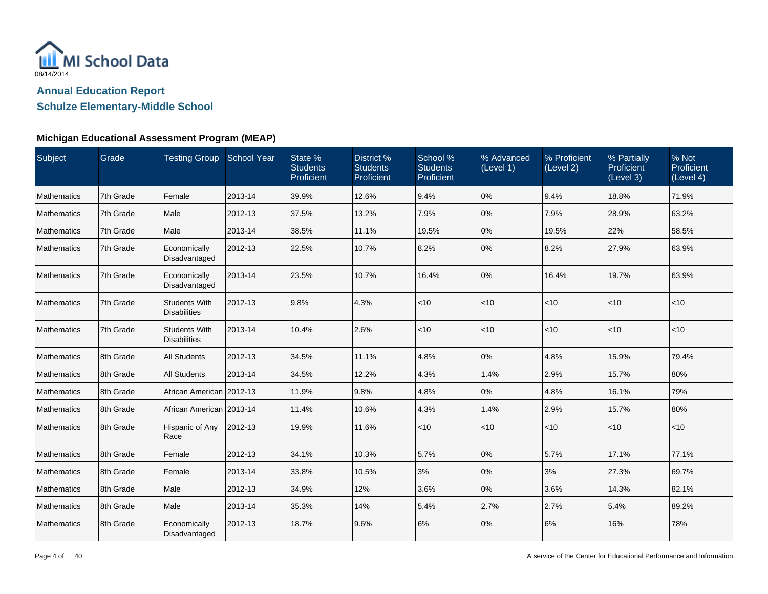MI School Data

08/14/2014

## Annual Education Report

## Schulze Elementary-Middle School

### Michigan Educational Assessment Program (MEAP)

| Subject | Grade | Testing Group | School Year | State % Students Proficient | District % Students Proficient | School % Students Proficient | % Advanced (Level 1) | % Proficient (Level 2) | % Partially Proficient (Level 3) | % Not Proficient (Level 4) |
|---|---|---|---|---|---|---|---|---|---|---|
| Mathematics | 7th Grade | Female | 2013-14 | 39.9% | 12.6% | 9.4% | 0% | 9.4% | 18.8% | 71.9% |
| Mathematics | 7th Grade | Male | 2012-13 | 37.5% | 13.2% | 7.9% | 0% | 7.9% | 28.9% | 63.2% |
| Mathematics | 7th Grade | Male | 2013-14 | 38.5% | 11.1% | 19.5% | 0% | 19.5% | 22% | 58.5% |
| Mathematics | 7th Grade | Economically Disadvantaged | 2012-13 | 22.5% | 10.7% | 8.2% | 0% | 8.2% | 27.9% | 63.9% |
| Mathematics | 7th Grade | Economically Disadvantaged | 2013-14 | 23.5% | 10.7% | 16.4% | 0% | 16.4% | 19.7% | 63.9% |
| Mathematics | 7th Grade | Students With Disabilities | 2012-13 | 9.8% | 4.3% | <10 | <10 | <10 | <10 | <10 |
| Mathematics | 7th Grade | Students With Disabilities | 2013-14 | 10.4% | 2.6% | <10 | <10 | <10 | <10 | <10 |
| Mathematics | 8th Grade | All Students | 2012-13 | 34.5% | 11.1% | 4.8% | 0% | 4.8% | 15.9% | 79.4% |
| Mathematics | 8th Grade | All Students | 2013-14 | 34.5% | 12.2% | 4.3% | 1.4% | 2.9% | 15.7% | 80% |
| Mathematics | 8th Grade | African American | 2012-13 | 11.9% | 9.8% | 4.8% | 0% | 4.8% | 16.1% | 79% |
| Mathematics | 8th Grade | African American | 2013-14 | 11.4% | 10.6% | 4.3% | 1.4% | 2.9% | 15.7% | 80% |
| Mathematics | 8th Grade | Hispanic of Any Race | 2012-13 | 19.9% | 11.6% | <10 | <10 | <10 | <10 | <10 |
| Mathematics | 8th Grade | Female | 2012-13 | 34.1% | 10.3% | 5.7% | 0% | 5.7% | 17.1% | 77.1% |
| Mathematics | 8th Grade | Female | 2013-14 | 33.8% | 10.5% | 3% | 0% | 3% | 27.3% | 69.7% |
| Mathematics | 8th Grade | Male | 2012-13 | 34.9% | 12% | 3.6% | 0% | 3.6% | 14.3% | 82.1% |
| Mathematics | 8th Grade | Male | 2013-14 | 35.3% | 14% | 5.4% | 2.7% | 2.7% | 5.4% | 89.2% |
| Mathematics | 8th Grade | Economically Disadvantaged | 2012-13 | 18.7% | 9.6% | 6% | 0% | 6% | 16% | 78% |

A service of the Center for Educational Performance and Information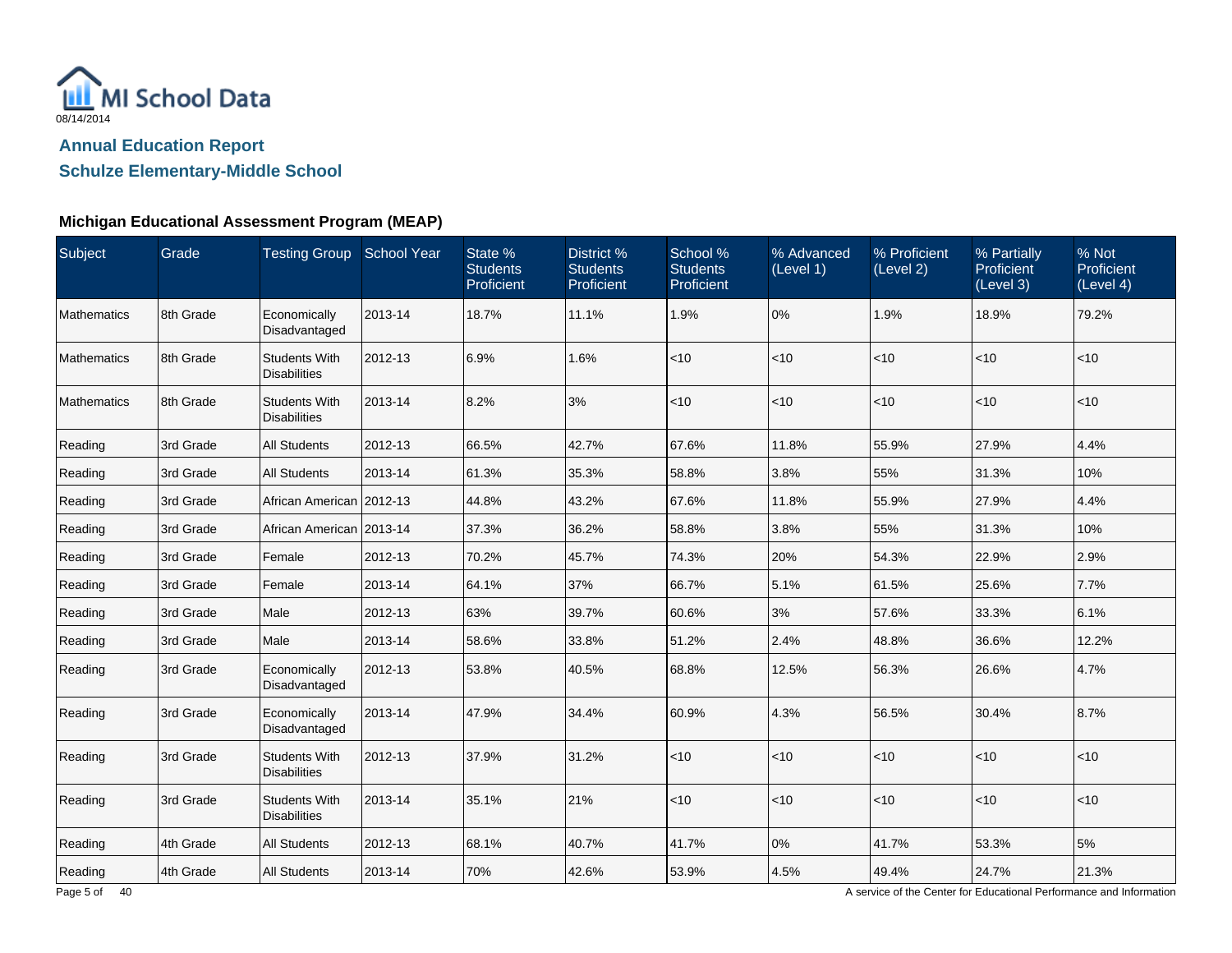MI School Data

08/14/2014

## Annual Education Report

## Schulze Elementary-Middle School

### Michigan Educational Assessment Program (MEAP)

| Subject | Grade | Testing Group | School Year | State % Students Proficient | District % Students Proficient | School % Students Proficient | % Advanced (Level 1) | % Proficient (Level 2) | % Partially Proficient (Level 3) | % Not Proficient (Level 4) |
|---|---|---|---|---|---|---|---|---|---|---|
| Mathematics | 8th Grade | Economically Disadvantaged | 2013-14 | 18.7% | 11.1% | 1.9% | 0% | 1.9% | 18.9% | 79.2% |
| Mathematics | 8th Grade | Students With Disabilities | 2012-13 | 6.9% | 1.6% | <10 | <10 | <10 | <10 | <10 |
| Mathematics | 8th Grade | Students With Disabilities | 2013-14 | 8.2% | 3% | <10 | <10 | <10 | <10 | <10 |
| Reading | 3rd Grade | All Students | 2012-13 | 66.5% | 42.7% | 67.6% | 11.8% | 55.9% | 27.9% | 4.4% |
| Reading | 3rd Grade | All Students | 2013-14 | 61.3% | 35.3% | 58.8% | 3.8% | 55% | 31.3% | 10% |
| Reading | 3rd Grade | African American | 2012-13 | 44.8% | 43.2% | 67.6% | 11.8% | 55.9% | 27.9% | 4.4% |
| Reading | 3rd Grade | African American | 2013-14 | 37.3% | 36.2% | 58.8% | 3.8% | 55% | 31.3% | 10% |
| Reading | 3rd Grade | Female | 2012-13 | 70.2% | 45.7% | 74.3% | 20% | 54.3% | 22.9% | 2.9% |
| Reading | 3rd Grade | Female | 2013-14 | 64.1% | 37% | 66.7% | 5.1% | 61.5% | 25.6% | 7.7% |
| Reading | 3rd Grade | Male | 2012-13 | 63% | 39.7% | 60.6% | 3% | 57.6% | 33.3% | 6.1% |
| Reading | 3rd Grade | Male | 2013-14 | 58.6% | 33.8% | 51.2% | 2.4% | 48.8% | 36.6% | 12.2% |
| Reading | 3rd Grade | Economically Disadvantaged | 2012-13 | 53.8% | 40.5% | 68.8% | 12.5% | 56.3% | 26.6% | 4.7% |
| Reading | 3rd Grade | Economically Disadvantaged | 2013-14 | 47.9% | 34.4% | 60.9% | 4.3% | 56.5% | 30.4% | 8.7% |
| Reading | 3rd Grade | Students With Disabilities | 2012-13 | 37.9% | 31.2% | <10 | <10 | <10 | <10 | <10 |
| Reading | 3rd Grade | Students With Disabilities | 2013-14 | 35.1% | 21% | <10 | <10 | <10 | <10 | <10 |
| Reading | 4th Grade | All Students | 2012-13 | 68.1% | 40.7% | 41.7% | 0% | 41.7% | 53.3% | 5% |
| Reading | 4th Grade | All Students | 2013-14 | 70% | 42.6% | 53.9% | 4.5% | 49.4% | 24.7% | 21.3% |

A service of the Center for Educational Performance and Information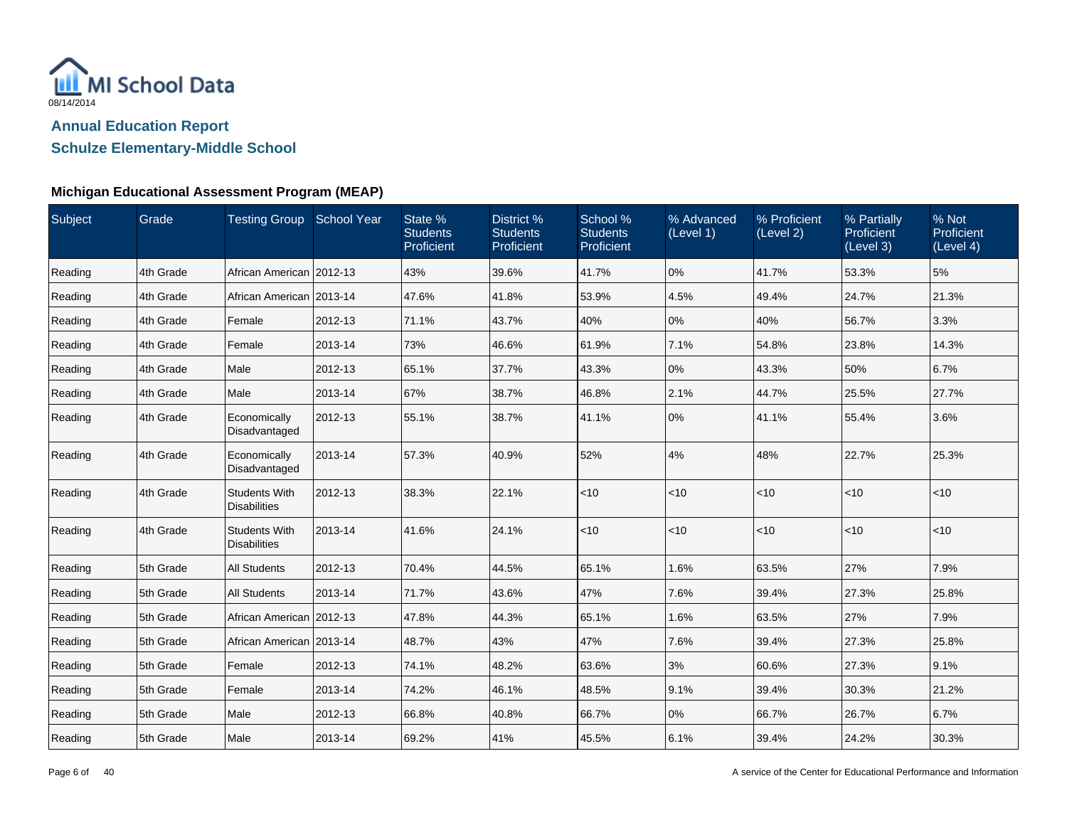MI School Data

08/14/2014

## Annual Education Report

## Schulze Elementary-Middle School

### Michigan Educational Assessment Program (MEAP)

| Subject | Grade | Testing Group | School Year | State % Students Proficient | District % Students Proficient | School % Students Proficient | % Advanced (Level 1) | % Proficient (Level 2) | % Partially Proficient (Level 3) | % Not Proficient (Level 4) |
|---|---|---|---|---|---|---|---|---|---|---|
| Reading | 4th Grade | African American | 2012-13 | 43% | 39.6% | 41.7% | 0% | 41.7% | 53.3% | 5% |
| Reading | 4th Grade | African American | 2013-14 | 47.6% | 41.8% | 53.9% | 4.5% | 49.4% | 24.7% | 21.3% |
| Reading | 4th Grade | Female | 2012-13 | 71.1% | 43.7% | 40% | 0% | 40% | 56.7% | 3.3% |
| Reading | 4th Grade | Female | 2013-14 | 73% | 46.6% | 61.9% | 7.1% | 54.8% | 23.8% | 14.3% |
| Reading | 4th Grade | Male | 2012-13 | 65.1% | 37.7% | 43.3% | 0% | 43.3% | 50% | 6.7% |
| Reading | 4th Grade | Male | 2013-14 | 67% | 38.7% | 46.8% | 2.1% | 44.7% | 25.5% | 27.7% |
| Reading | 4th Grade | Economically Disadvantaged | 2012-13 | 55.1% | 38.7% | 41.1% | 0% | 41.1% | 55.4% | 3.6% |
| Reading | 4th Grade | Economically Disadvantaged | 2013-14 | 57.3% | 40.9% | 52% | 4% | 48% | 22.7% | 25.3% |
| Reading | 4th Grade | Students With Disabilities | 2012-13 | 38.3% | 22.1% | <10 | <10 | <10 | <10 | <10 |
| Reading | 4th Grade | Students With Disabilities | 2013-14 | 41.6% | 24.1% | <10 | <10 | <10 | <10 | <10 |
| Reading | 5th Grade | All Students | 2012-13 | 70.4% | 44.5% | 65.1% | 1.6% | 63.5% | 27% | 7.9% |
| Reading | 5th Grade | All Students | 2013-14 | 71.7% | 43.6% | 47% | 7.6% | 39.4% | 27.3% | 25.8% |
| Reading | 5th Grade | African American | 2012-13 | 47.8% | 44.3% | 65.1% | 1.6% | 63.5% | 27% | 7.9% |
| Reading | 5th Grade | African American | 2013-14 | 48.7% | 43% | 47% | 7.6% | 39.4% | 27.3% | 25.8% |
| Reading | 5th Grade | Female | 2012-13 | 74.1% | 48.2% | 63.6% | 3% | 60.6% | 27.3% | 9.1% |
| Reading | 5th Grade | Female | 2013-14 | 74.2% | 46.1% | 48.5% | 9.1% | 39.4% | 30.3% | 21.2% |
| Reading | 5th Grade | Male | 2012-13 | 66.8% | 40.8% | 66.7% | 0% | 66.7% | 26.7% | 6.7% |
| Reading | 5th Grade | Male | 2013-14 | 69.2% | 41% | 45.5% | 6.1% | 39.4% | 24.2% | 30.3% |

A service of the Center for Educational Performance and Information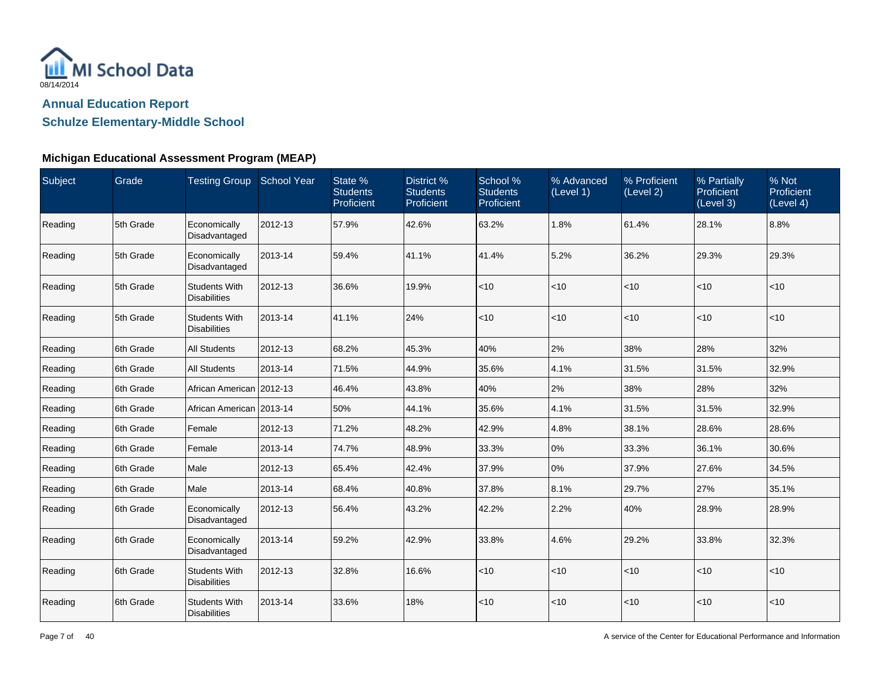MI School Data

08/14/2014

## Annual Education Report

## Schulze Elementary-Middle School

### Michigan Educational Assessment Program (MEAP)

| Subject | Grade | Testing Group | School Year | State % Students Proficient | District % Students Proficient | School % Students Proficient | % Advanced (Level 1) | % Proficient (Level 2) | % Partially Proficient (Level 3) | % Not Proficient (Level 4) |
|---|---|---|---|---|---|---|---|---|---|---|
| Reading | 5th Grade | Economically Disadvantaged | 2012-13 | 57.9% | 42.6% | 63.2% | 1.8% | 61.4% | 28.1% | 8.8% |
| Reading | 5th Grade | Economically Disadvantaged | 2013-14 | 59.4% | 41.1% | 41.4% | 5.2% | 36.2% | 29.3% | 29.3% |
| Reading | 5th Grade | Students With Disabilities | 2012-13 | 36.6% | 19.9% | <10 | <10 | <10 | <10 | <10 |
| Reading | 5th Grade | Students With Disabilities | 2013-14 | 41.1% | 24% | <10 | <10 | <10 | <10 | <10 |
| Reading | 6th Grade | All Students | 2012-13 | 68.2% | 45.3% | 40% | 2% | 38% | 28% | 32% |
| Reading | 6th Grade | All Students | 2013-14 | 71.5% | 44.9% | 35.6% | 4.1% | 31.5% | 31.5% | 32.9% |
| Reading | 6th Grade | African American | 2012-13 | 46.4% | 43.8% | 40% | 2% | 38% | 28% | 32% |
| Reading | 6th Grade | African American | 2013-14 | 50% | 44.1% | 35.6% | 4.1% | 31.5% | 31.5% | 32.9% |
| Reading | 6th Grade | Female | 2012-13 | 71.2% | 48.2% | 42.9% | 4.8% | 38.1% | 28.6% | 28.6% |
| Reading | 6th Grade | Female | 2013-14 | 74.7% | 48.9% | 33.3% | 0% | 33.3% | 36.1% | 30.6% |
| Reading | 6th Grade | Male | 2012-13 | 65.4% | 42.4% | 37.9% | 0% | 37.9% | 27.6% | 34.5% |
| Reading | 6th Grade | Male | 2013-14 | 68.4% | 40.8% | 37.8% | 8.1% | 29.7% | 27% | 35.1% |
| Reading | 6th Grade | Economically Disadvantaged | 2012-13 | 56.4% | 43.2% | 42.2% | 2.2% | 40% | 28.9% | 28.9% |
| Reading | 6th Grade | Economically Disadvantaged | 2013-14 | 59.2% | 42.9% | 33.8% | 4.6% | 29.2% | 33.8% | 32.3% |
| Reading | 6th Grade | Students With Disabilities | 2012-13 | 32.8% | 16.6% | <10 | <10 | <10 | <10 | <10 |
| Reading | 6th Grade | Students With Disabilities | 2013-14 | 33.6% | 18% | <10 | <10 | <10 | <10 | <10 |

A service of the Center for Educational Performance and Information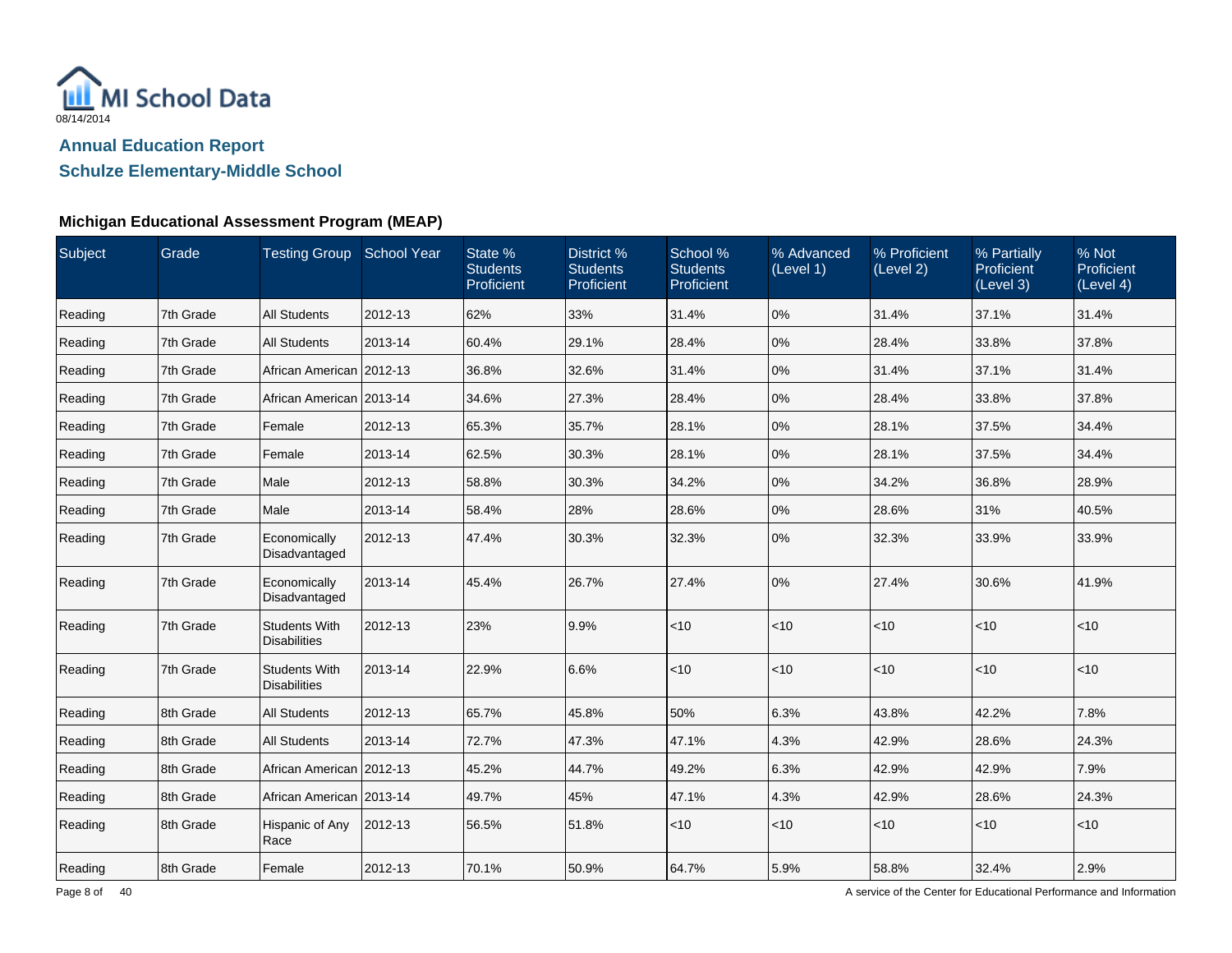MI School Data

08/14/2014

## Annual Education Report

## Schulze Elementary-Middle School

### Michigan Educational Assessment Program (MEAP)

| Subject | Grade | Testing Group | School Year | State % Students Proficient | District % Students Proficient | School % Students Proficient | % Advanced (Level 1) | % Proficient (Level 2) | % Partially Proficient (Level 3) | % Not Proficient (Level 4) |
|---|---|---|---|---|---|---|---|---|---|---|
| Reading | 7th Grade | All Students | 2012-13 | 62% | 33% | 31.4% | 0% | 31.4% | 37.1% | 31.4% |
| Reading | 7th Grade | All Students | 2013-14 | 60.4% | 29.1% | 28.4% | 0% | 28.4% | 33.8% | 37.8% |
| Reading | 7th Grade | African American | 2012-13 | 36.8% | 32.6% | 31.4% | 0% | 31.4% | 37.1% | 31.4% |
| Reading | 7th Grade | African American | 2013-14 | 34.6% | 27.3% | 28.4% | 0% | 28.4% | 33.8% | 37.8% |
| Reading | 7th Grade | Female | 2012-13 | 65.3% | 35.7% | 28.1% | 0% | 28.1% | 37.5% | 34.4% |
| Reading | 7th Grade | Female | 2013-14 | 62.5% | 30.3% | 28.1% | 0% | 28.1% | 37.5% | 34.4% |
| Reading | 7th Grade | Male | 2012-13 | 58.8% | 30.3% | 34.2% | 0% | 34.2% | 36.8% | 28.9% |
| Reading | 7th Grade | Male | 2013-14 | 58.4% | 28% | 28.6% | 0% | 28.6% | 31% | 40.5% |
| Reading | 7th Grade | Economically Disadvantaged | 2012-13 | 47.4% | 30.3% | 32.3% | 0% | 32.3% | 33.9% | 33.9% |
| Reading | 7th Grade | Economically Disadvantaged | 2013-14 | 45.4% | 26.7% | 27.4% | 0% | 27.4% | 30.6% | 41.9% |
| Reading | 7th Grade | Students With Disabilities | 2012-13 | 23% | 9.9% | <10 | <10 | <10 | <10 | <10 |
| Reading | 7th Grade | Students With Disabilities | 2013-14 | 22.9% | 6.6% | <10 | <10 | <10 | <10 | <10 |
| Reading | 8th Grade | All Students | 2012-13 | 65.7% | 45.8% | 50% | 6.3% | 43.8% | 42.2% | 7.8% |
| Reading | 8th Grade | All Students | 2013-14 | 72.7% | 47.3% | 47.1% | 4.3% | 42.9% | 28.6% | 24.3% |
| Reading | 8th Grade | African American | 2012-13 | 45.2% | 44.7% | 49.2% | 6.3% | 42.9% | 42.9% | 7.9% |
| Reading | 8th Grade | African American | 2013-14 | 49.7% | 45% | 47.1% | 4.3% | 42.9% | 28.6% | 24.3% |
| Reading | 8th Grade | Hispanic of Any Race | 2012-13 | 56.5% | 51.8% | <10 | <10 | <10 | <10 | <10 |
| Reading | 8th Grade | Female | 2012-13 | 70.1% | 50.9% | 64.7% | 5.9% | 58.8% | 32.4% | 2.9% |

A service of the Center for Educational Performance and Information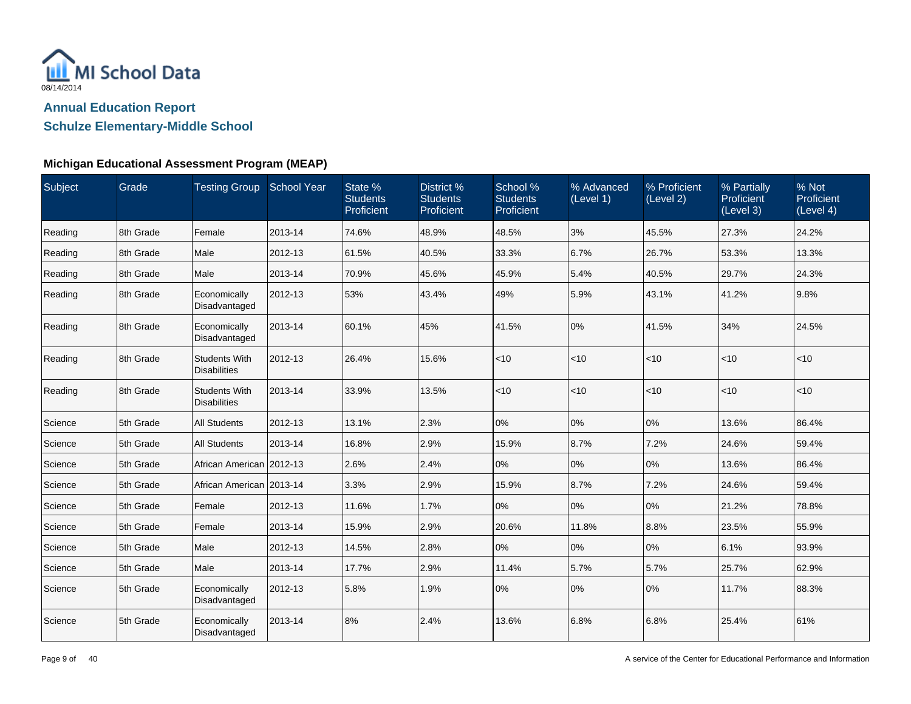MI School Data

08/14/2014

## Annual Education Report

## Schulze Elementary-Middle School

### Michigan Educational Assessment Program (MEAP)

| Subject | Grade | Testing Group | School Year | State % Students Proficient | District % Students Proficient | School % Students Proficient | % Advanced (Level 1) | % Proficient (Level 2) | % Partially Proficient (Level 3) | % Not Proficient (Level 4) |
|---|---|---|---|---|---|---|---|---|---|---|
| Reading | 8th Grade | Female | 2013-14 | 74.6% | 48.9% | 48.5% | 3% | 45.5% | 27.3% | 24.2% |
| Reading | 8th Grade | Male | 2012-13 | 61.5% | 40.5% | 33.3% | 6.7% | 26.7% | 53.3% | 13.3% |
| Reading | 8th Grade | Male | 2013-14 | 70.9% | 45.6% | 45.9% | 5.4% | 40.5% | 29.7% | 24.3% |
| Reading | 8th Grade | Economically Disadvantaged | 2012-13 | 53% | 43.4% | 49% | 5.9% | 43.1% | 41.2% | 9.8% |
| Reading | 8th Grade | Economically Disadvantaged | 2013-14 | 60.1% | 45% | 41.5% | 0% | 41.5% | 34% | 24.5% |
| Reading | 8th Grade | Students With Disabilities | 2012-13 | 26.4% | 15.6% | <10 | <10 | <10 | <10 | <10 |
| Reading | 8th Grade | Students With Disabilities | 2013-14 | 33.9% | 13.5% | <10 | <10 | <10 | <10 | <10 |
| Science | 5th Grade | All Students | 2012-13 | 13.1% | 2.3% | 0% | 0% | 0% | 13.6% | 86.4% |
| Science | 5th Grade | All Students | 2013-14 | 16.8% | 2.9% | 15.9% | 8.7% | 7.2% | 24.6% | 59.4% |
| Science | 5th Grade | African American | 2012-13 | 2.6% | 2.4% | 0% | 0% | 0% | 13.6% | 86.4% |
| Science | 5th Grade | African American | 2013-14 | 3.3% | 2.9% | 15.9% | 8.7% | 7.2% | 24.6% | 59.4% |
| Science | 5th Grade | Female | 2012-13 | 11.6% | 1.7% | 0% | 0% | 0% | 21.2% | 78.8% |
| Science | 5th Grade | Female | 2013-14 | 15.9% | 2.9% | 20.6% | 11.8% | 8.8% | 23.5% | 55.9% |
| Science | 5th Grade | Male | 2012-13 | 14.5% | 2.8% | 0% | 0% | 0% | 6.1% | 93.9% |
| Science | 5th Grade | Male | 2013-14 | 17.7% | 2.9% | 11.4% | 5.7% | 5.7% | 25.7% | 62.9% |
| Science | 5th Grade | Economically Disadvantaged | 2012-13 | 5.8% | 1.9% | 0% | 0% | 0% | 11.7% | 88.3% |
| Science | 5th Grade | Economically Disadvantaged | 2013-14 | 8% | 2.4% | 13.6% | 6.8% | 6.8% | 25.4% | 61% |

A service of the Center for Educational Performance and Information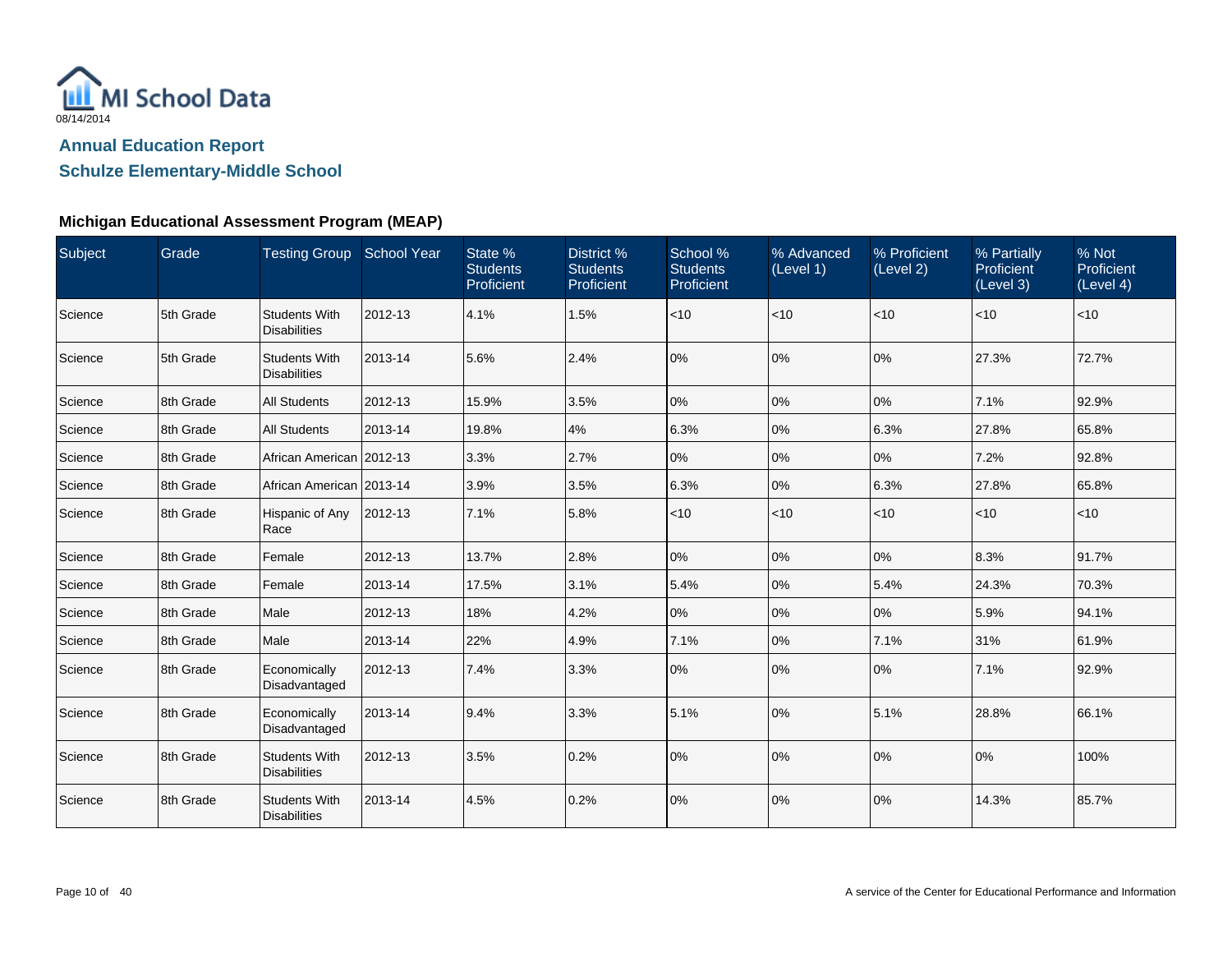MI School Data
08/14/2014

## Annual Education Report

## Schulze Elementary-Middle School

### Michigan Educational Assessment Program (MEAP)

| Subject | Grade | Testing Group | School Year | State % Students Proficient | District % Students Proficient | School % Students Proficient | % Advanced (Level 1) | % Proficient (Level 2) | % Partially Proficient (Level 3) | % Not Proficient (Level 4) |
|---|---|---|---|---|---|---|---|---|---|---|
| Science | 5th Grade | Students With Disabilities | 2012-13 | 4.1% | 1.5% | <10 | <10 | <10 | <10 | <10 |
| Science | 5th Grade | Students With Disabilities | 2013-14 | 5.6% | 2.4% | 0% | 0% | 0% | 27.3% | 72.7% |
| Science | 8th Grade | All Students | 2012-13 | 15.9% | 3.5% | 0% | 0% | 0% | 7.1% | 92.9% |
| Science | 8th Grade | All Students | 2013-14 | 19.8% | 4% | 6.3% | 0% | 6.3% | 27.8% | 65.8% |
| Science | 8th Grade | African American | 2012-13 | 3.3% | 2.7% | 0% | 0% | 0% | 7.2% | 92.8% |
| Science | 8th Grade | African American | 2013-14 | 3.9% | 3.5% | 6.3% | 0% | 6.3% | 27.8% | 65.8% |
| Science | 8th Grade | Hispanic of Any Race | 2012-13 | 7.1% | 5.8% | <10 | <10 | <10 | <10 | <10 |
| Science | 8th Grade | Female | 2012-13 | 13.7% | 2.8% | 0% | 0% | 0% | 8.3% | 91.7% |
| Science | 8th Grade | Female | 2013-14 | 17.5% | 3.1% | 5.4% | 0% | 5.4% | 24.3% | 70.3% |
| Science | 8th Grade | Male | 2012-13 | 18% | 4.2% | 0% | 0% | 0% | 5.9% | 94.1% |
| Science | 8th Grade | Male | 2013-14 | 22% | 4.9% | 7.1% | 0% | 7.1% | 31% | 61.9% |
| Science | 8th Grade | Economically Disadvantaged | 2012-13 | 7.4% | 3.3% | 0% | 0% | 0% | 7.1% | 92.9% |
| Science | 8th Grade | Economically Disadvantaged | 2013-14 | 9.4% | 3.3% | 5.1% | 0% | 5.1% | 28.8% | 66.1% |
| Science | 8th Grade | Students With Disabilities | 2012-13 | 3.5% | 0.2% | 0% | 0% | 0% | 0% | 100% |
| Science | 8th Grade | Students With Disabilities | 2013-14 | 4.5% | 0.2% | 0% | 0% | 0% | 14.3% | 85.7% |

A service of the Center for Educational Performance and Information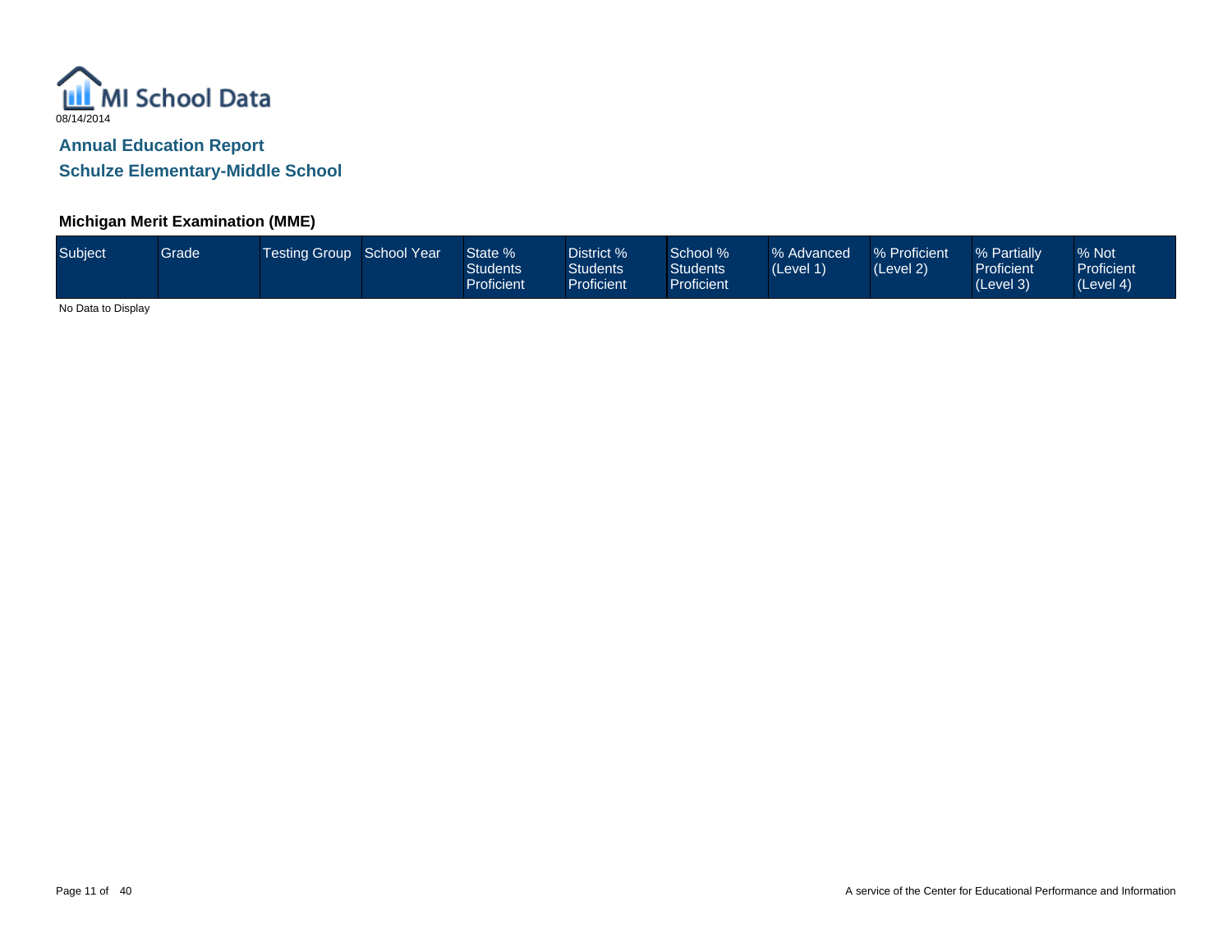MI School Data

08/14/2014

## Annual Education Report

## Schulze Elementary-Middle School

### Michigan Merit Examination (MME)

| Subject | Grade | Testing Group | School Year | State % Students Proficient | District % Students Proficient | School % Students Proficient | % Advanced (Level 1) | % Proficient (Level 2) | % Partially Proficient (Level 3) | % Not Proficient (Level 4) |
|---|---|---|---|---|---|---|---|---|---|---|

No Data to Display

A service of the Center for Educational Performance and Information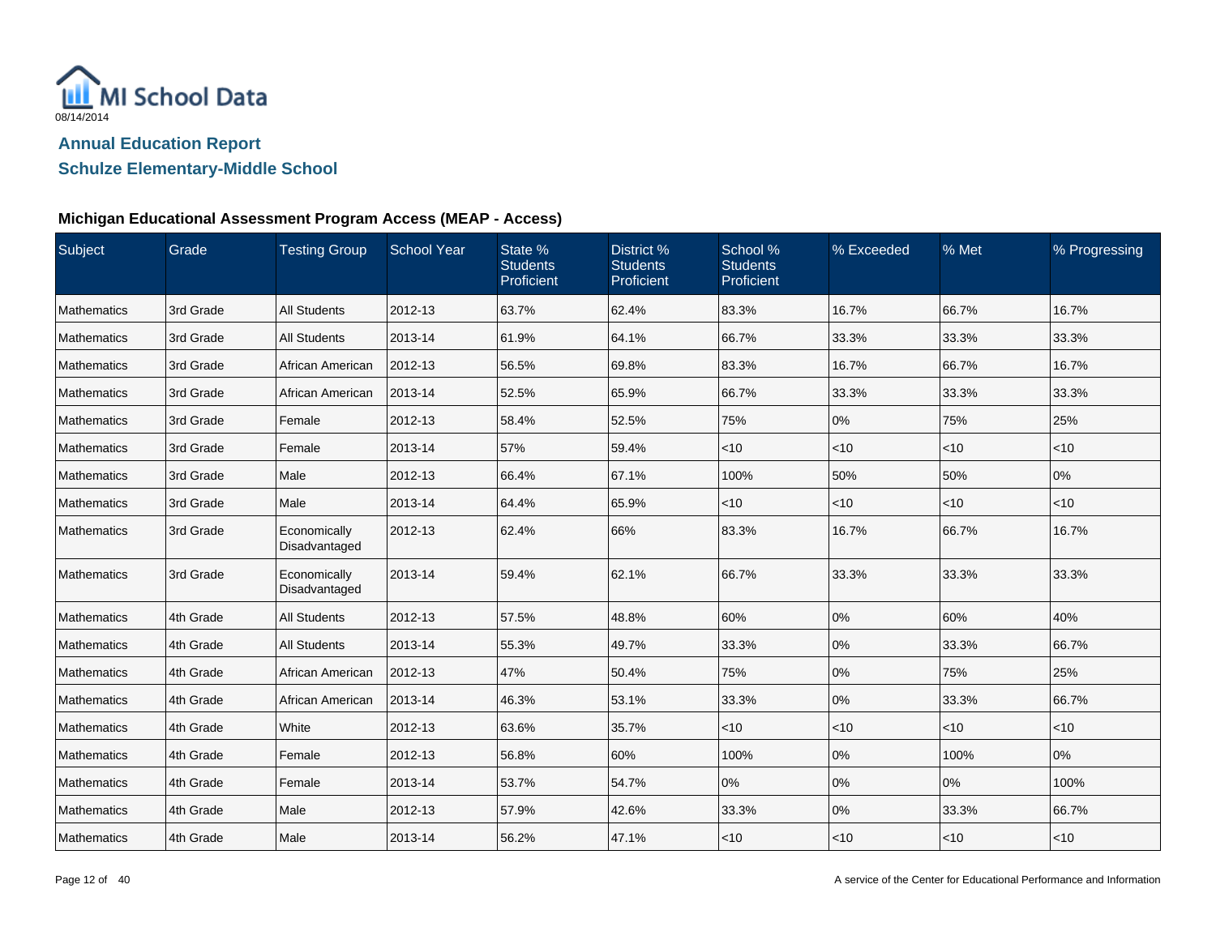MI School Data

08/14/2014

## Annual Education Report

## Schulze Elementary-Middle School

### Michigan Educational Assessment Program Access (MEAP - Access)

| Subject | Grade | Testing Group | School Year | State % Students Proficient | District % Students Proficient | School % Students Proficient | % Exceeded | % Met | % Progressing |
|---|---|---|---|---|---|---|---|---|---|
| Mathematics | 3rd Grade | All Students | 2012-13 | 63.7% | 62.4% | 83.3% | 16.7% | 66.7% | 16.7% |
| Mathematics | 3rd Grade | All Students | 2013-14 | 61.9% | 64.1% | 66.7% | 33.3% | 33.3% | 33.3% |
| Mathematics | 3rd Grade | African American | 2012-13 | 56.5% | 69.8% | 83.3% | 16.7% | 66.7% | 16.7% |
| Mathematics | 3rd Grade | African American | 2013-14 | 52.5% | 65.9% | 66.7% | 33.3% | 33.3% | 33.3% |
| Mathematics | 3rd Grade | Female | 2012-13 | 58.4% | 52.5% | 75% | 0% | 75% | 25% |
| Mathematics | 3rd Grade | Female | 2013-14 | 57% | 59.4% | <10 | <10 | <10 | <10 |
| Mathematics | 3rd Grade | Male | 2012-13 | 66.4% | 67.1% | 100% | 50% | 50% | 0% |
| Mathematics | 3rd Grade | Male | 2013-14 | 64.4% | 65.9% | <10 | <10 | <10 | <10 |
| Mathematics | 3rd Grade | Economically Disadvantaged | 2012-13 | 62.4% | 66% | 83.3% | 16.7% | 66.7% | 16.7% |
| Mathematics | 3rd Grade | Economically Disadvantaged | 2013-14 | 59.4% | 62.1% | 66.7% | 33.3% | 33.3% | 33.3% |
| Mathematics | 4th Grade | All Students | 2012-13 | 57.5% | 48.8% | 60% | 0% | 60% | 40% |
| Mathematics | 4th Grade | All Students | 2013-14 | 55.3% | 49.7% | 33.3% | 0% | 33.3% | 66.7% |
| Mathematics | 4th Grade | African American | 2012-13 | 47% | 50.4% | 75% | 0% | 75% | 25% |
| Mathematics | 4th Grade | African American | 2013-14 | 46.3% | 53.1% | 33.3% | 0% | 33.3% | 66.7% |
| Mathematics | 4th Grade | White | 2012-13 | 63.6% | 35.7% | <10 | <10 | <10 | <10 |
| Mathematics | 4th Grade | Female | 2012-13 | 56.8% | 60% | 100% | 0% | 100% | 0% |
| Mathematics | 4th Grade | Female | 2013-14 | 53.7% | 54.7% | 0% | 0% | 0% | 100% |
| Mathematics | 4th Grade | Male | 2012-13 | 57.9% | 42.6% | 33.3% | 0% | 33.3% | 66.7% |
| Mathematics | 4th Grade | Male | 2013-14 | 56.2% | 47.1% | <10 | <10 | <10 | <10 |

A service of the Center for Educational Performance and Information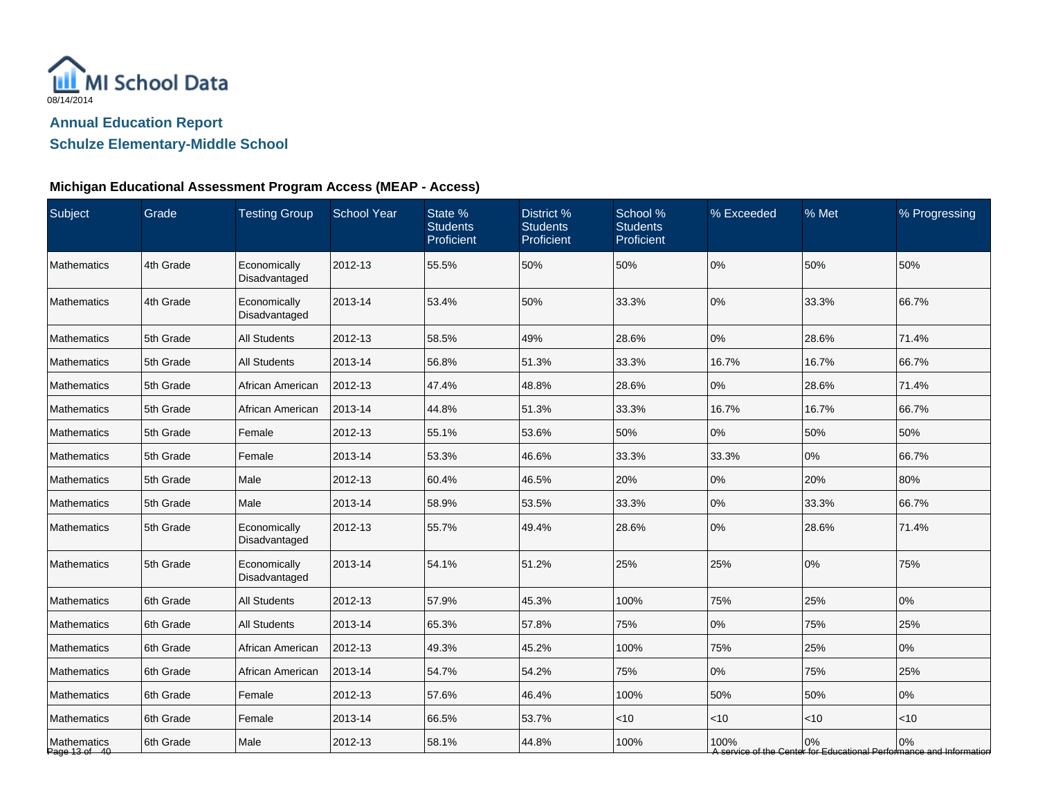# Annual Education Report

## Schulze Elementary-Middle School

### Michigan Educational Assessment Program Access (MEAP - Access)

| Subject | Grade | Testing Group | School Year | State % Students Proficient | District % Students Proficient | School % Students Proficient | % Exceeded | % Met | % Progressing |
|---|---|---|---|---|---|---|---|---|---|
| Mathematics | 4th Grade | Economically Disadvantaged | 2012-13 | 55.5% | 50% | 50% | 0% | 50% | 50% |
| Mathematics | 4th Grade | Economically Disadvantaged | 2013-14 | 53.4% | 50% | 33.3% | 0% | 33.3% | 66.7% |
| Mathematics | 5th Grade | All Students | 2012-13 | 58.5% | 49% | 28.6% | 0% | 28.6% | 71.4% |
| Mathematics | 5th Grade | All Students | 2013-14 | 56.8% | 51.3% | 33.3% | 16.7% | 16.7% | 66.7% |
| Mathematics | 5th Grade | African American | 2012-13 | 47.4% | 48.8% | 28.6% | 0% | 28.6% | 71.4% |
| Mathematics | 5th Grade | African American | 2013-14 | 44.8% | 51.3% | 33.3% | 16.7% | 16.7% | 66.7% |
| Mathematics | 5th Grade | Female | 2012-13 | 55.1% | 53.6% | 50% | 0% | 50% | 50% |
| Mathematics | 5th Grade | Female | 2013-14 | 53.3% | 46.6% | 33.3% | 33.3% | 0% | 66.7% |
| Mathematics | 5th Grade | Male | 2012-13 | 60.4% | 46.5% | 20% | 0% | 20% | 80% |
| Mathematics | 5th Grade | Male | 2013-14 | 58.9% | 53.5% | 33.3% | 0% | 33.3% | 66.7% |
| Mathematics | 5th Grade | Economically Disadvantaged | 2012-13 | 55.7% | 49.4% | 28.6% | 0% | 28.6% | 71.4% |
| Mathematics | 5th Grade | Economically Disadvantaged | 2013-14 | 54.1% | 51.2% | 25% | 25% | 0% | 75% |
| Mathematics | 6th Grade | All Students | 2012-13 | 57.9% | 45.3% | 100% | 75% | 25% | 0% |
| Mathematics | 6th Grade | All Students | 2013-14 | 65.3% | 57.8% | 75% | 0% | 75% | 25% |
| Mathematics | 6th Grade | African American | 2012-13 | 49.3% | 45.2% | 100% | 75% | 25% | 0% |
| Mathematics | 6th Grade | African American | 2013-14 | 54.7% | 54.2% | 75% | 0% | 75% | 25% |
| Mathematics | 6th Grade | Female | 2012-13 | 57.6% | 46.4% | 100% | 50% | 50% | 0% |
| Mathematics | 6th Grade | Female | 2013-14 | 66.5% | 53.7% | <10 | <10 | <10 | <10 |
| Mathematics | 6th Grade | Male | 2012-13 | 58.1% | 44.8% | 100% | 100% | 0% | 0% |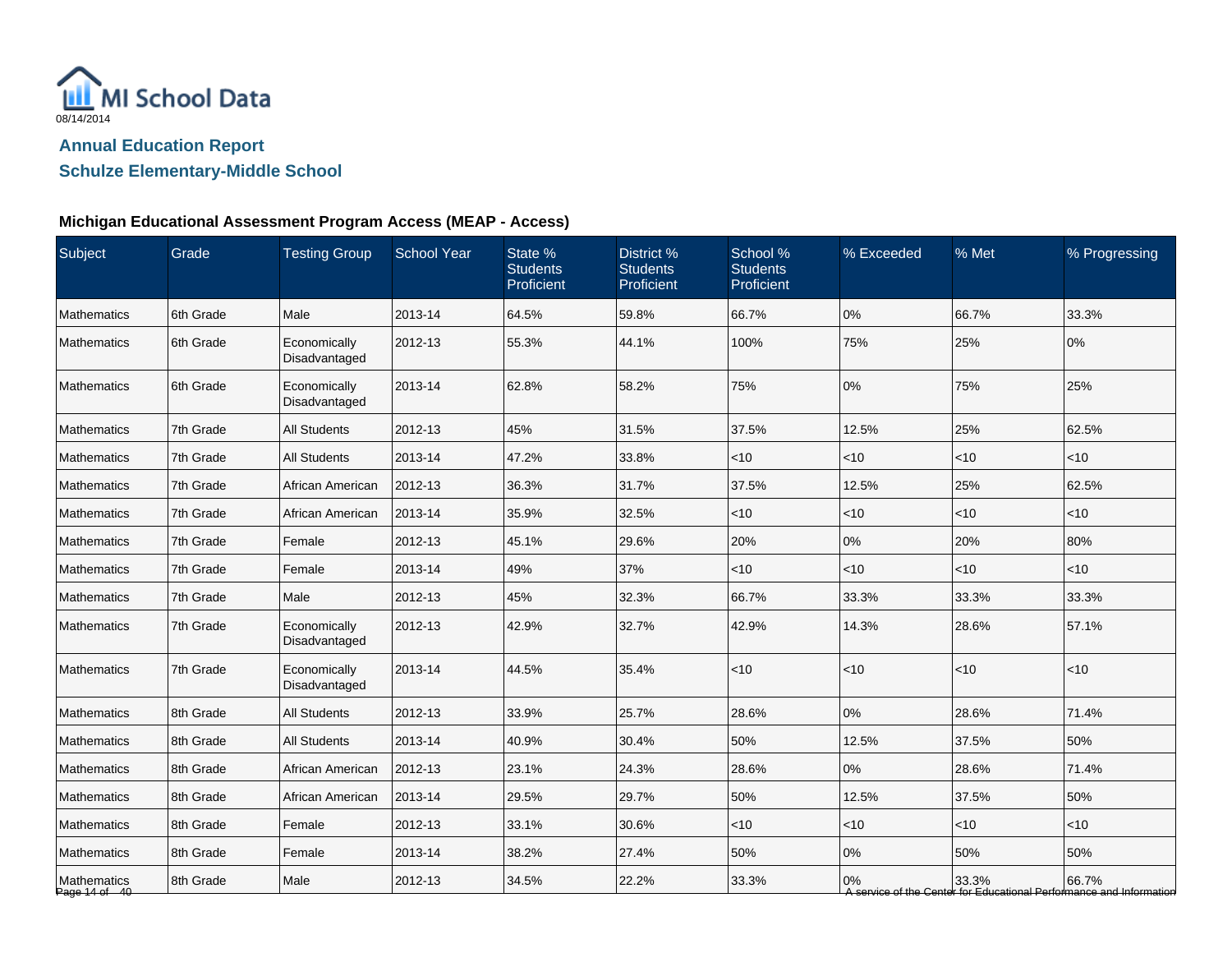MI School Data

08/14/2014

## Annual Education Report

## Schulze Elementary-Middle School

### Michigan Educational Assessment Program Access (MEAP - Access)

| Subject | Grade | Testing Group | School Year | State % Students Proficient | District % Students Proficient | School % Students Proficient | % Exceeded | % Met | % Progressing |
|---|---|---|---|---|---|---|---|---|---|
| Mathematics | 6th Grade | Male | 2013-14 | 64.5% | 59.8% | 66.7% | 0% | 66.7% | 33.3% |
| Mathematics | 6th Grade | Economically Disadvantaged | 2012-13 | 55.3% | 44.1% | 100% | 75% | 25% | 0% |
| Mathematics | 6th Grade | Economically Disadvantaged | 2013-14 | 62.8% | 58.2% | 75% | 0% | 75% | 25% |
| Mathematics | 7th Grade | All Students | 2012-13 | 45% | 31.5% | 37.5% | 12.5% | 25% | 62.5% |
| Mathematics | 7th Grade | All Students | 2013-14 | 47.2% | 33.8% | <10 | <10 | <10 | <10 |
| Mathematics | 7th Grade | African American | 2012-13 | 36.3% | 31.7% | 37.5% | 12.5% | 25% | 62.5% |
| Mathematics | 7th Grade | African American | 2013-14 | 35.9% | 32.5% | <10 | <10 | <10 | <10 |
| Mathematics | 7th Grade | Female | 2012-13 | 45.1% | 29.6% | 20% | 0% | 20% | 80% |
| Mathematics | 7th Grade | Female | 2013-14 | 49% | 37% | <10 | <10 | <10 | <10 |
| Mathematics | 7th Grade | Male | 2012-13 | 45% | 32.3% | 66.7% | 33.3% | 33.3% | 33.3% |
| Mathematics | 7th Grade | Economically Disadvantaged | 2012-13 | 42.9% | 32.7% | 42.9% | 14.3% | 28.6% | 57.1% |
| Mathematics | 7th Grade | Economically Disadvantaged | 2013-14 | 44.5% | 35.4% | <10 | <10 | <10 | <10 |
| Mathematics | 8th Grade | All Students | 2012-13 | 33.9% | 25.7% | 28.6% | 0% | 28.6% | 71.4% |
| Mathematics | 8th Grade | All Students | 2013-14 | 40.9% | 30.4% | 50% | 12.5% | 37.5% | 50% |
| Mathematics | 8th Grade | African American | 2012-13 | 23.1% | 24.3% | 28.6% | 0% | 28.6% | 71.4% |
| Mathematics | 8th Grade | African American | 2013-14 | 29.5% | 29.7% | 50% | 12.5% | 37.5% | 50% |
| Mathematics | 8th Grade | Female | 2012-13 | 33.1% | 30.6% | <10 | <10 | <10 | <10 |
| Mathematics | 8th Grade | Female | 2013-14 | 38.2% | 27.4% | 50% | 0% | 50% | 50% |
| Mathematics | 8th Grade | Male | 2012-13 | 34.5% | 22.2% | 33.3% | 0% | 33.3% | 66.7% |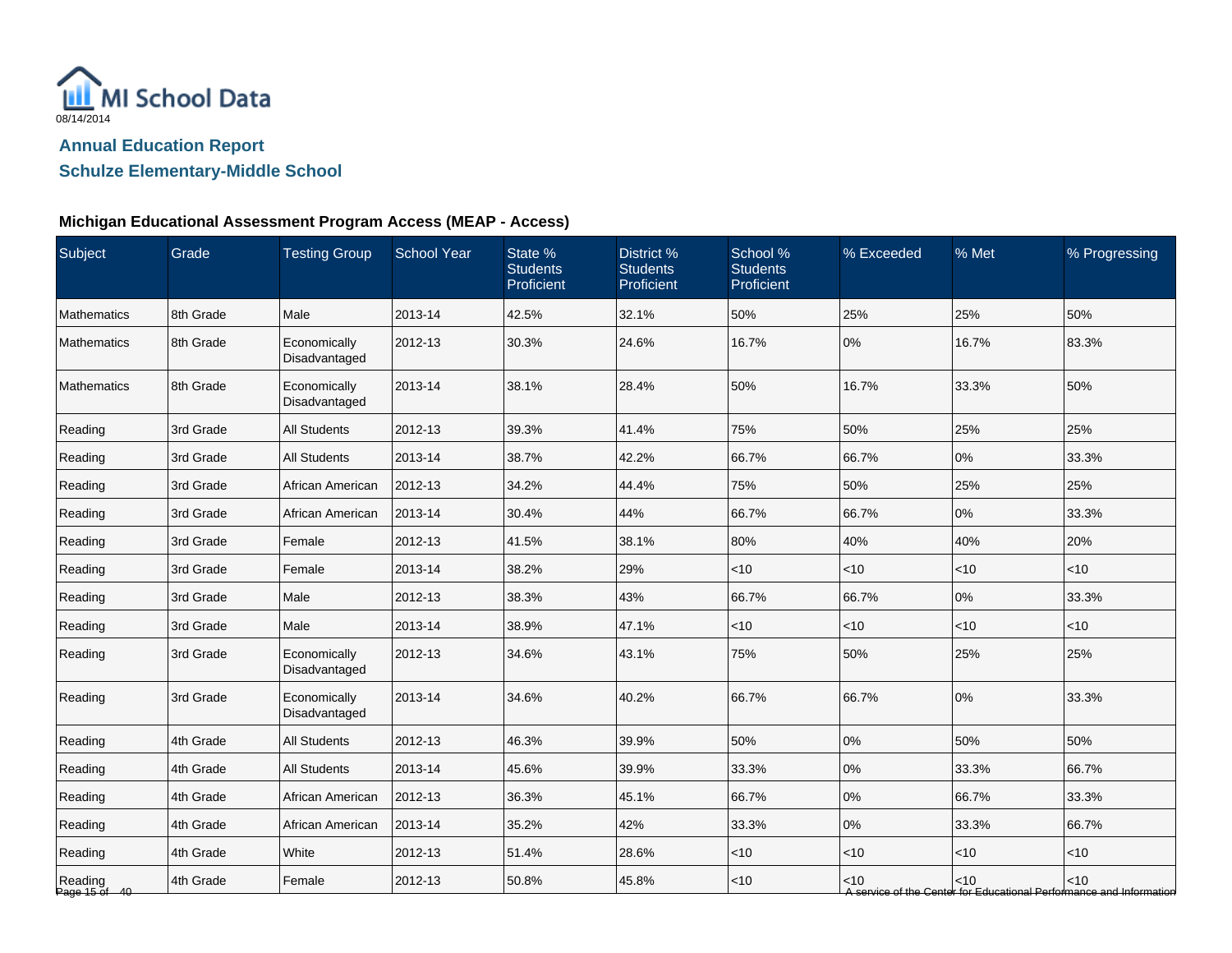MI School Data

08/14/2014

## Annual Education Report

## Schulze Elementary-Middle School

### Michigan Educational Assessment Program Access (MEAP - Access)

| Subject | Grade | Testing Group | School Year | State % Students Proficient | District % Students Proficient | School % Students Proficient | % Exceeded | % Met | % Progressing |
|---|---|---|---|---|---|---|---|---|---|
| Mathematics | 8th Grade | Male | 2013-14 | 42.5% | 32.1% | 50% | 25% | 25% | 50% |
| Mathematics | 8th Grade | Economically Disadvantaged | 2012-13 | 30.3% | 24.6% | 16.7% | 0% | 16.7% | 83.3% |
| Mathematics | 8th Grade | Economically Disadvantaged | 2013-14 | 38.1% | 28.4% | 50% | 16.7% | 33.3% | 50% |
| Reading | 3rd Grade | All Students | 2012-13 | 39.3% | 41.4% | 75% | 50% | 25% | 25% |
| Reading | 3rd Grade | All Students | 2013-14 | 38.7% | 42.2% | 66.7% | 66.7% | 0% | 33.3% |
| Reading | 3rd Grade | African American | 2012-13 | 34.2% | 44.4% | 75% | 50% | 25% | 25% |
| Reading | 3rd Grade | African American | 2013-14 | 30.4% | 44% | 66.7% | 66.7% | 0% | 33.3% |
| Reading | 3rd Grade | Female | 2012-13 | 41.5% | 38.1% | 80% | 40% | 40% | 20% |
| Reading | 3rd Grade | Female | 2013-14 | 38.2% | 29% | <10 | <10 | <10 | <10 |
| Reading | 3rd Grade | Male | 2012-13 | 38.3% | 43% | 66.7% | 66.7% | 0% | 33.3% |
| Reading | 3rd Grade | Male | 2013-14 | 38.9% | 47.1% | <10 | <10 | <10 | <10 |
| Reading | 3rd Grade | Economically Disadvantaged | 2012-13 | 34.6% | 43.1% | 75% | 50% | 25% | 25% |
| Reading | 3rd Grade | Economically Disadvantaged | 2013-14 | 34.6% | 40.2% | 66.7% | 66.7% | 0% | 33.3% |
| Reading | 4th Grade | All Students | 2012-13 | 46.3% | 39.9% | 50% | 0% | 50% | 50% |
| Reading | 4th Grade | All Students | 2013-14 | 45.6% | 39.9% | 33.3% | 0% | 33.3% | 66.7% |
| Reading | 4th Grade | African American | 2012-13 | 36.3% | 45.1% | 66.7% | 0% | 66.7% | 33.3% |
| Reading | 4th Grade | African American | 2013-14 | 35.2% | 42% | 33.3% | 0% | 33.3% | 66.7% |
| Reading | 4th Grade | White | 2012-13 | 51.4% | 28.6% | <10 | <10 | <10 | <10 |
| Reading | 4th Grade | Female | 2012-13 | 50.8% | 45.8% | <10 | <10 | <10 | <10 |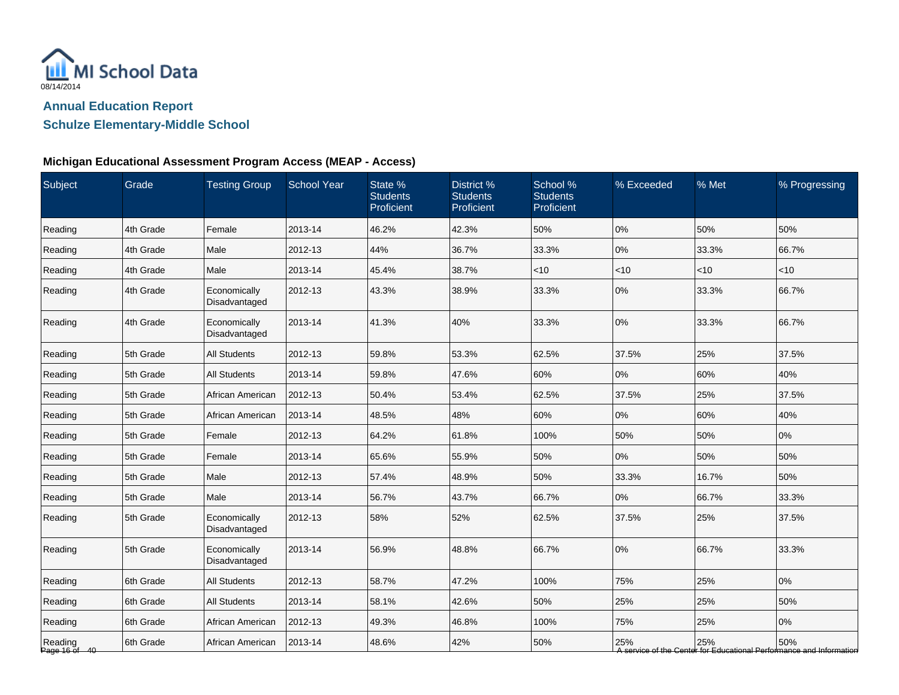# Annual Education Report

## Schulze Elementary-Middle School

### Michigan Educational Assessment Program Access (MEAP - Access)

| Subject | Grade | Testing Group | School Year | State % Students Proficient | District % Students Proficient | School % Students Proficient | % Exceeded | % Met | % Progressing |
|---|---|---|---|---|---|---|---|---|---|
| Reading | 4th Grade | Female | 2013-14 | 46.2% | 42.3% | 50% | 0% | 50% | 50% |
| Reading | 4th Grade | Male | 2012-13 | 44% | 36.7% | 33.3% | 0% | 33.3% | 66.7% |
| Reading | 4th Grade | Male | 2013-14 | 45.4% | 38.7% | <10 | <10 | <10 | <10 |
| Reading | 4th Grade | Economically Disadvantaged | 2012-13 | 43.3% | 38.9% | 33.3% | 0% | 33.3% | 66.7% |
| Reading | 4th Grade | Economically Disadvantaged | 2013-14 | 41.3% | 40% | 33.3% | 0% | 33.3% | 66.7% |
| Reading | 5th Grade | All Students | 2012-13 | 59.8% | 53.3% | 62.5% | 37.5% | 25% | 37.5% |
| Reading | 5th Grade | All Students | 2013-14 | 59.8% | 47.6% | 60% | 0% | 60% | 40% |
| Reading | 5th Grade | African American | 2012-13 | 50.4% | 53.4% | 62.5% | 37.5% | 25% | 37.5% |
| Reading | 5th Grade | African American | 2013-14 | 48.5% | 48% | 60% | 0% | 60% | 40% |
| Reading | 5th Grade | Female | 2012-13 | 64.2% | 61.8% | 100% | 50% | 50% | 0% |
| Reading | 5th Grade | Female | 2013-14 | 65.6% | 55.9% | 50% | 0% | 50% | 50% |
| Reading | 5th Grade | Male | 2012-13 | 57.4% | 48.9% | 50% | 33.3% | 16.7% | 50% |
| Reading | 5th Grade | Male | 2013-14 | 56.7% | 43.7% | 66.7% | 0% | 66.7% | 33.3% |
| Reading | 5th Grade | Economically Disadvantaged | 2012-13 | 58% | 52% | 62.5% | 37.5% | 25% | 37.5% |
| Reading | 5th Grade | Economically Disadvantaged | 2013-14 | 56.9% | 48.8% | 66.7% | 0% | 66.7% | 33.3% |
| Reading | 6th Grade | All Students | 2012-13 | 58.7% | 47.2% | 100% | 75% | 25% | 0% |
| Reading | 6th Grade | All Students | 2013-14 | 58.1% | 42.6% | 50% | 25% | 25% | 50% |
| Reading | 6th Grade | African American | 2012-13 | 49.3% | 46.8% | 100% | 75% | 25% | 0% |
| Reading | 6th Grade | African American | 2013-14 | 48.6% | 42% | 50% | 25% | 25% | 50% |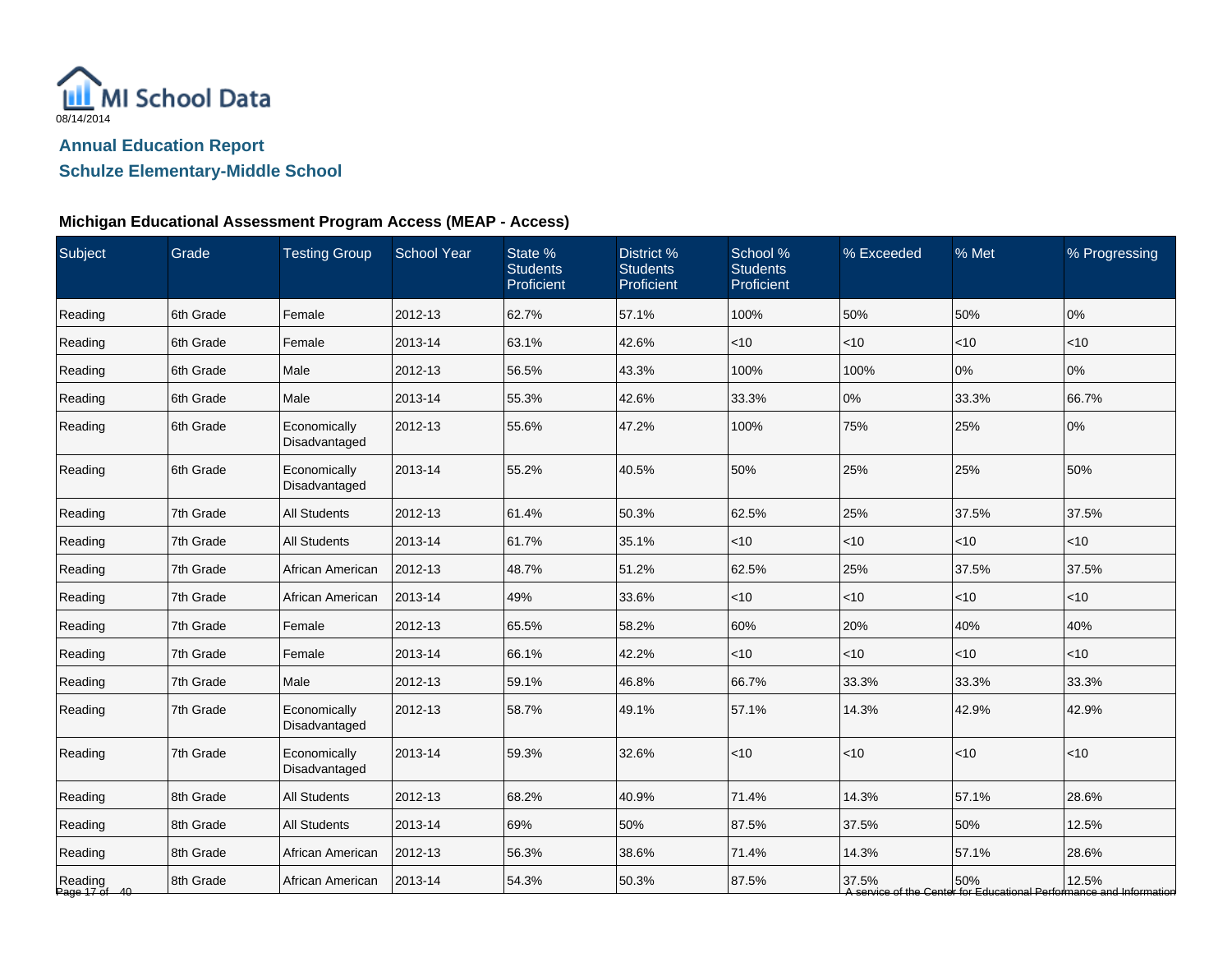MI School Data

08/14/2014

## Annual Education Report

## Schulze Elementary-Middle School

### Michigan Educational Assessment Program Access (MEAP - Access)

| Subject | Grade | Testing Group | School Year | State % Students Proficient | District % Students Proficient | School % Students Proficient | % Exceeded | % Met | % Progressing |
|---|---|---|---|---|---|---|---|---|---|
| Reading | 6th Grade | Female | 2012-13 | 62.7% | 57.1% | 100% | 50% | 50% | 0% |
| Reading | 6th Grade | Female | 2013-14 | 63.1% | 42.6% | <10 | <10 | <10 | <10 |
| Reading | 6th Grade | Male | 2012-13 | 56.5% | 43.3% | 100% | 100% | 0% | 0% |
| Reading | 6th Grade | Male | 2013-14 | 55.3% | 42.6% | 33.3% | 0% | 33.3% | 66.7% |
| Reading | 6th Grade | Economically Disadvantaged | 2012-13 | 55.6% | 47.2% | 100% | 75% | 25% | 0% |
| Reading | 6th Grade | Economically Disadvantaged | 2013-14 | 55.2% | 40.5% | 50% | 25% | 25% | 50% |
| Reading | 7th Grade | All Students | 2012-13 | 61.4% | 50.3% | 62.5% | 25% | 37.5% | 37.5% |
| Reading | 7th Grade | All Students | 2013-14 | 61.7% | 35.1% | <10 | <10 | <10 | <10 |
| Reading | 7th Grade | African American | 2012-13 | 48.7% | 51.2% | 62.5% | 25% | 37.5% | 37.5% |
| Reading | 7th Grade | African American | 2013-14 | 49% | 33.6% | <10 | <10 | <10 | <10 |
| Reading | 7th Grade | Female | 2012-13 | 65.5% | 58.2% | 60% | 20% | 40% | 40% |
| Reading | 7th Grade | Female | 2013-14 | 66.1% | 42.2% | <10 | <10 | <10 | <10 |
| Reading | 7th Grade | Male | 2012-13 | 59.1% | 46.8% | 66.7% | 33.3% | 33.3% | 33.3% |
| Reading | 7th Grade | Economically Disadvantaged | 2012-13 | 58.7% | 49.1% | 57.1% | 14.3% | 42.9% | 42.9% |
| Reading | 7th Grade | Economically Disadvantaged | 2013-14 | 59.3% | 32.6% | <10 | <10 | <10 | <10 |
| Reading | 8th Grade | All Students | 2012-13 | 68.2% | 40.9% | 71.4% | 14.3% | 57.1% | 28.6% |
| Reading | 8th Grade | All Students | 2013-14 | 69% | 50% | 87.5% | 37.5% | 50% | 12.5% |
| Reading | 8th Grade | African American | 2012-13 | 56.3% | 38.6% | 71.4% | 14.3% | 57.1% | 28.6% |
| Reading | 8th Grade | African American | 2013-14 | 54.3% | 50.3% | 87.5% | 37.5% | 50% | 12.5% |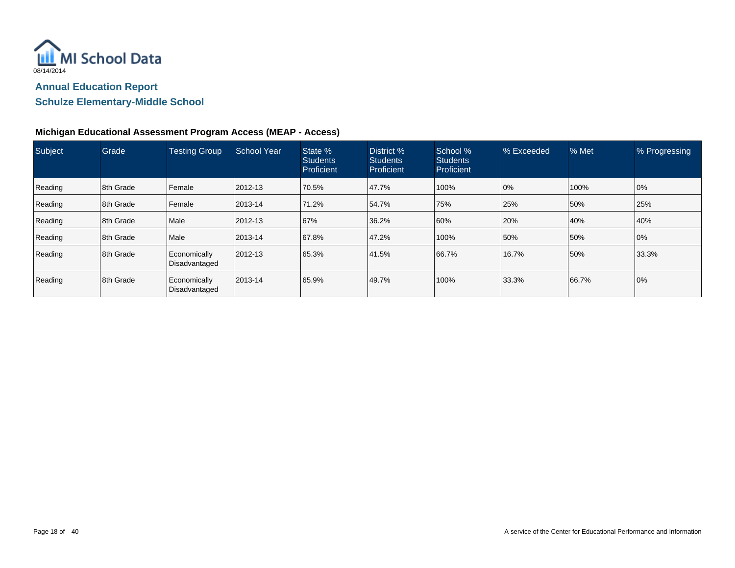MI School Data

08/14/2014

## Annual Education Report

## Schulze Elementary-Middle School

### Michigan Educational Assessment Program Access (MEAP - Access)

| Subject | Grade | Testing Group | School Year | State % Students Proficient | District % Students Proficient | School % Students Proficient | % Exceeded | % Met | % Progressing |
|---|---|---|---|---|---|---|---|---|---|
| Reading | 8th Grade | Female | 2012-13 | 70.5% | 47.7% | 100% | 0% | 100% | 0% |
| Reading | 8th Grade | Female | 2013-14 | 71.2% | 54.7% | 75% | 25% | 50% | 25% |
| Reading | 8th Grade | Male | 2012-13 | 67% | 36.2% | 60% | 20% | 40% | 40% |
| Reading | 8th Grade | Male | 2013-14 | 67.8% | 47.2% | 100% | 50% | 50% | 0% |
| Reading | 8th Grade | Economically Disadvantaged | 2012-13 | 65.3% | 41.5% | 66.7% | 16.7% | 50% | 33.3% |
| Reading | 8th Grade | Economically Disadvantaged | 2013-14 | 65.9% | 49.7% | 100% | 33.3% | 66.7% | 0% |

A service of the Center for Educational Performance and Information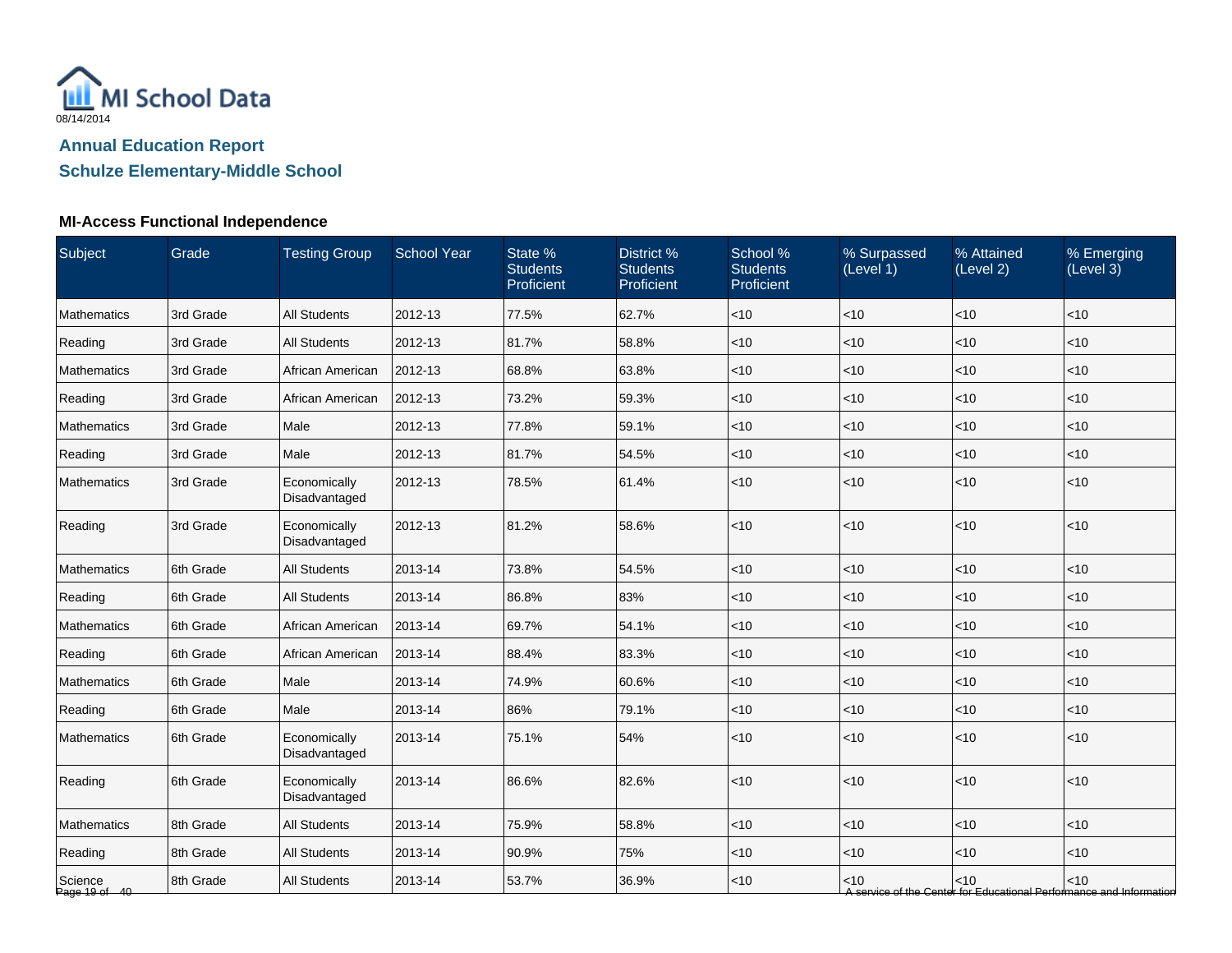MI School Data

08/14/2014

## Annual Education Report

## Schulze Elementary-Middle School

### MI-Access Functional Independence

| Subject | Grade | Testing Group | School Year | State % Students Proficient | District % Students Proficient | School % Students Proficient | % Surpassed (Level 1) | % Attained (Level 2) | % Emerging (Level 3) |
|---|---|---|---|---|---|---|---|---|---|
| Mathematics | 3rd Grade | All Students | 2012-13 | 77.5% | 62.7% | <10 | <10 | <10 | <10 |
| Reading | 3rd Grade | All Students | 2012-13 | 81.7% | 58.8% | <10 | <10 | <10 | <10 |
| Mathematics | 3rd Grade | African American | 2012-13 | 68.8% | 63.8% | <10 | <10 | <10 | <10 |
| Reading | 3rd Grade | African American | 2012-13 | 73.2% | 59.3% | <10 | <10 | <10 | <10 |
| Mathematics | 3rd Grade | Male | 2012-13 | 77.8% | 59.1% | <10 | <10 | <10 | <10 |
| Reading | 3rd Grade | Male | 2012-13 | 81.7% | 54.5% | <10 | <10 | <10 | <10 |
| Mathematics | 3rd Grade | Economically Disadvantaged | 2012-13 | 78.5% | 61.4% | <10 | <10 | <10 | <10 |
| Reading | 3rd Grade | Economically Disadvantaged | 2012-13 | 81.2% | 58.6% | <10 | <10 | <10 | <10 |
| Mathematics | 6th Grade | All Students | 2013-14 | 73.8% | 54.5% | <10 | <10 | <10 | <10 |
| Reading | 6th Grade | All Students | 2013-14 | 86.8% | 83% | <10 | <10 | <10 | <10 |
| Mathematics | 6th Grade | African American | 2013-14 | 69.7% | 54.1% | <10 | <10 | <10 | <10 |
| Reading | 6th Grade | African American | 2013-14 | 88.4% | 83.3% | <10 | <10 | <10 | <10 |
| Mathematics | 6th Grade | Male | 2013-14 | 74.9% | 60.6% | <10 | <10 | <10 | <10 |
| Reading | 6th Grade | Male | 2013-14 | 86% | 79.1% | <10 | <10 | <10 | <10 |
| Mathematics | 6th Grade | Economically Disadvantaged | 2013-14 | 75.1% | 54% | <10 | <10 | <10 | <10 |
| Reading | 6th Grade | Economically Disadvantaged | 2013-14 | 86.6% | 82.6% | <10 | <10 | <10 | <10 |
| Mathematics | 8th Grade | All Students | 2013-14 | 75.9% | 58.8% | <10 | <10 | <10 | <10 |
| Reading | 8th Grade | All Students | 2013-14 | 90.9% | 75% | <10 | <10 | <10 | <10 |
| Science | 8th Grade | All Students | 2013-14 | 53.7% | 36.9% | <10 | <10 | <10 | <10 |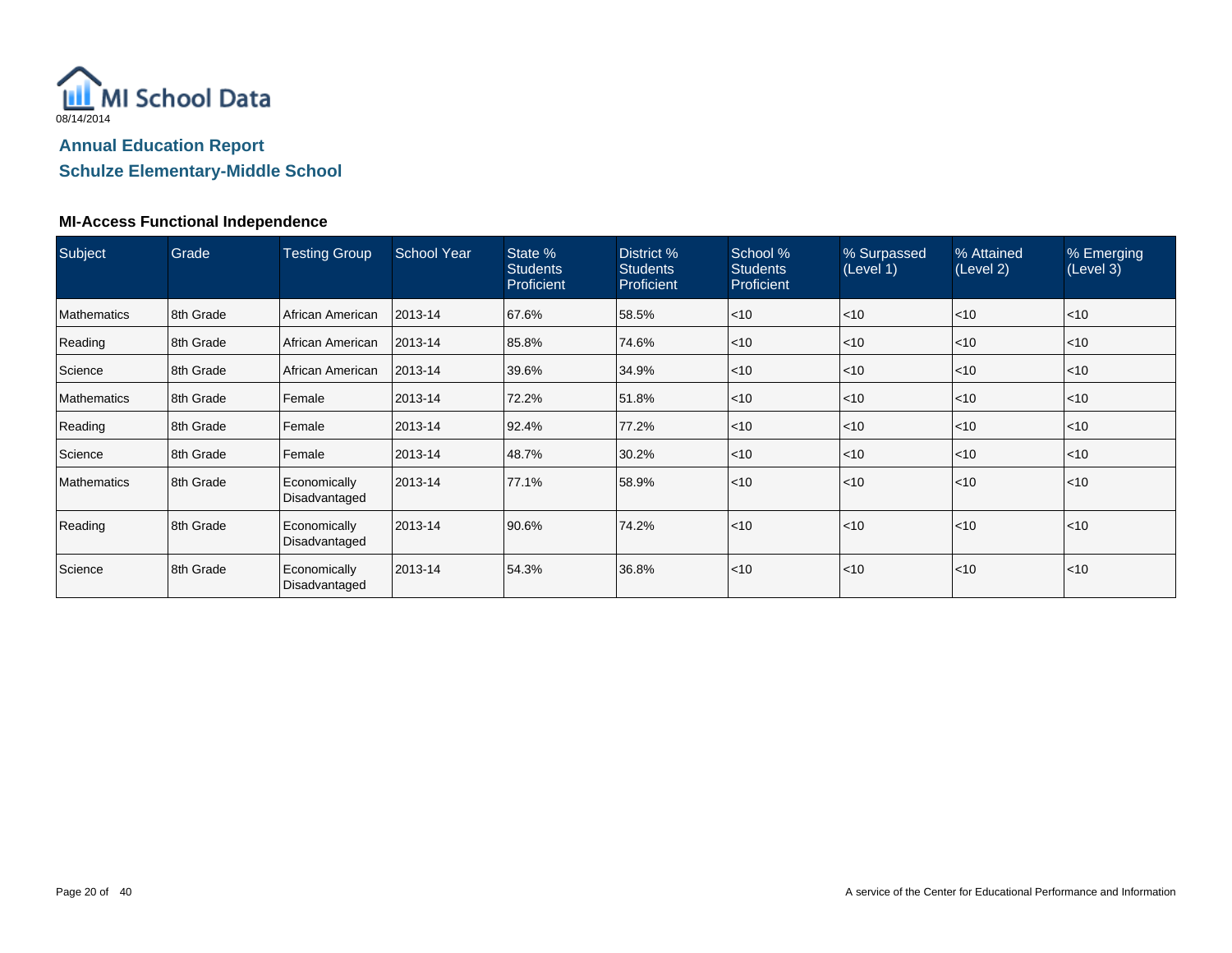MI School Data

08/14/2014

## Annual Education Report

## Schulze Elementary-Middle School

### MI-Access Functional Independence

| Subject | Grade | Testing Group | School Year | State % Students Proficient | District % Students Proficient | School % Students Proficient | % Surpassed (Level 1) | % Attained (Level 2) | % Emerging (Level 3) |
|---|---|---|---|---|---|---|---|---|---|
| Mathematics | 8th Grade | African American | 2013-14 | 67.6% | 58.5% | <10 | <10 | <10 | <10 |
| Reading | 8th Grade | African American | 2013-14 | 85.8% | 74.6% | <10 | <10 | <10 | <10 |
| Science | 8th Grade | African American | 2013-14 | 39.6% | 34.9% | <10 | <10 | <10 | <10 |
| Mathematics | 8th Grade | Female | 2013-14 | 72.2% | 51.8% | <10 | <10 | <10 | <10 |
| Reading | 8th Grade | Female | 2013-14 | 92.4% | 77.2% | <10 | <10 | <10 | <10 |
| Science | 8th Grade | Female | 2013-14 | 48.7% | 30.2% | <10 | <10 | <10 | <10 |
| Mathematics | 8th Grade | Economically Disadvantaged | 2013-14 | 77.1% | 58.9% | <10 | <10 | <10 | <10 |
| Reading | 8th Grade | Economically Disadvantaged | 2013-14 | 90.6% | 74.2% | <10 | <10 | <10 | <10 |
| Science | 8th Grade | Economically Disadvantaged | 2013-14 | 54.3% | 36.8% | <10 | <10 | <10 | <10 |

A service of the Center for Educational Performance and Information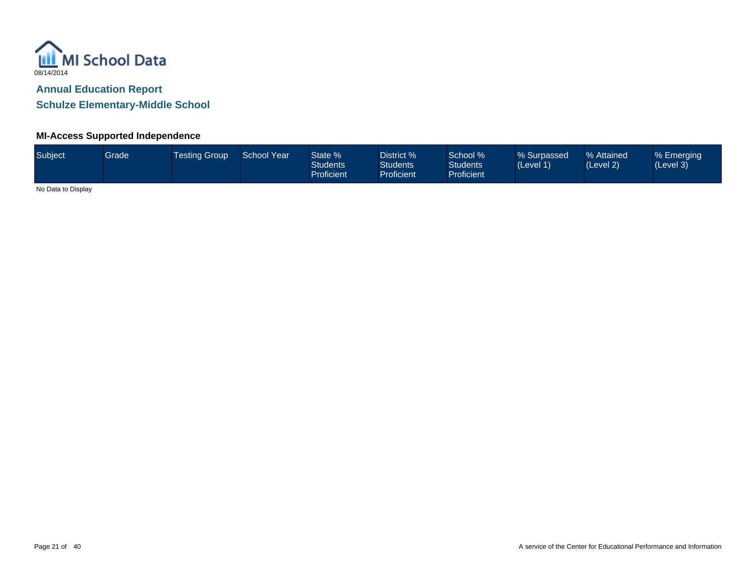MI School Data

08/14/2014

## Annual Education Report

## Schulze Elementary-Middle School

### MI-Access Supported Independence

| Subject | Grade | Testing Group | School Year | State % Students Proficient | District % Students Proficient | School % Students Proficient | % Surpassed (Level 1) | % Attained (Level 2) | % Emerging (Level 3) |
|---|---|---|---|---|---|---|---|---|---|

No Data to Display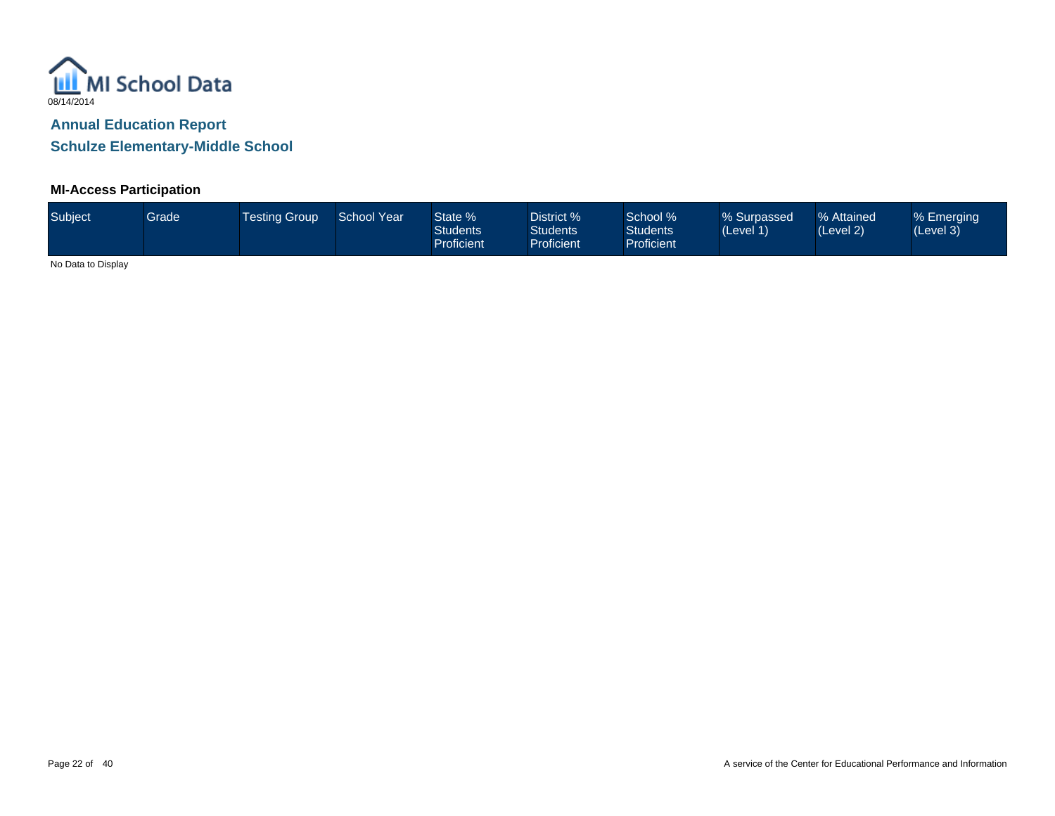MI School Data

08/14/2014

## Annual Education Report

## Schulze Elementary-Middle School

### MI-Access Participation

| Subject | Grade | Testing Group | School Year | State % Students Proficient | District % Students Proficient | School % Students Proficient | % Surpassed (Level 1) | % Attained (Level 2) | % Emerging (Level 3) |
|---|---|---|---|---|---|---|---|---|---|

No Data to Display

A service of the Center for Educational Performance and Information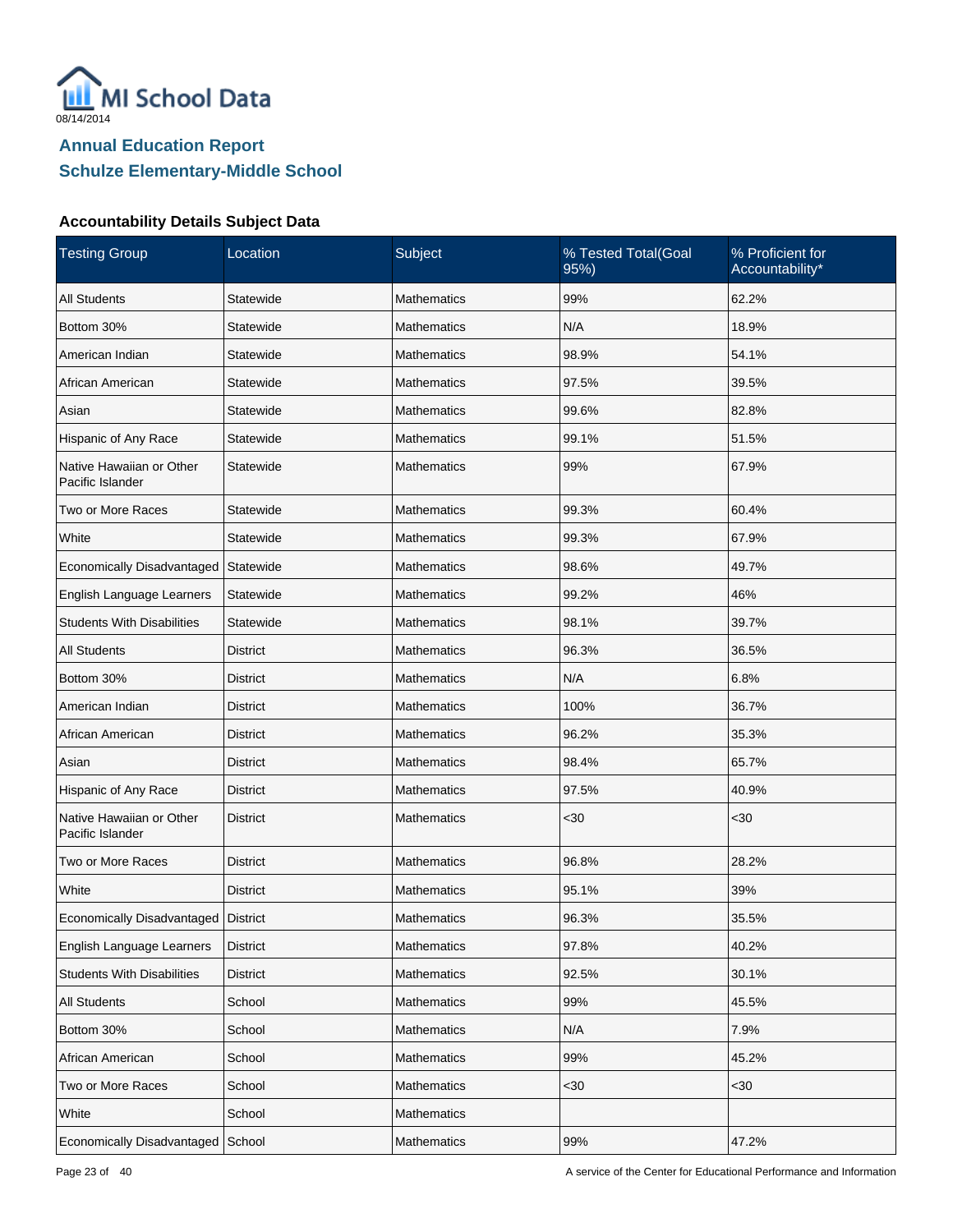MI School Data

08/14/2014

## Annual Education Report
## Schulze Elementary-Middle School

### Accountability Details Subject Data

| Testing Group | Location | Subject | % Tested Total(Goal 95%) | % Proficient for Accountability* |
|---|---|---|---|---|
| All Students | Statewide | Mathematics | 99% | 62.2% |
| Bottom 30% | Statewide | Mathematics | N/A | 18.9% |
| American Indian | Statewide | Mathematics | 98.9% | 54.1% |
| African American | Statewide | Mathematics | 97.5% | 39.5% |
| Asian | Statewide | Mathematics | 99.6% | 82.8% |
| Hispanic of Any Race | Statewide | Mathematics | 99.1% | 51.5% |
| Native Hawaiian or Other Pacific Islander | Statewide | Mathematics | 99% | 67.9% |
| Two or More Races | Statewide | Mathematics | 99.3% | 60.4% |
| White | Statewide | Mathematics | 99.3% | 67.9% |
| Economically Disadvantaged | Statewide | Mathematics | 98.6% | 49.7% |
| English Language Learners | Statewide | Mathematics | 99.2% | 46% |
| Students With Disabilities | Statewide | Mathematics | 98.1% | 39.7% |
| All Students | District | Mathematics | 96.3% | 36.5% |
| Bottom 30% | District | Mathematics | N/A | 6.8% |
| American Indian | District | Mathematics | 100% | 36.7% |
| African American | District | Mathematics | 96.2% | 35.3% |
| Asian | District | Mathematics | 98.4% | 65.7% |
| Hispanic of Any Race | District | Mathematics | 97.5% | 40.9% |
| Native Hawaiian or Other Pacific Islander | District | Mathematics | <30 | <30 |
| Two or More Races | District | Mathematics | 96.8% | 28.2% |
| White | District | Mathematics | 95.1% | 39% |
| Economically Disadvantaged | District | Mathematics | 96.3% | 35.5% |
| English Language Learners | District | Mathematics | 97.8% | 40.2% |
| Students With Disabilities | District | Mathematics | 92.5% | 30.1% |
| All Students | School | Mathematics | 99% | 45.5% |
| Bottom 30% | School | Mathematics | N/A | 7.9% |
| African American | School | Mathematics | 99% | 45.2% |
| Two or More Races | School | Mathematics | <30 | <30 |
| White | School | Mathematics | | |
| Economically Disadvantaged | School | Mathematics | 99% | 47.2% |

A service of the Center for Educational Performance and Information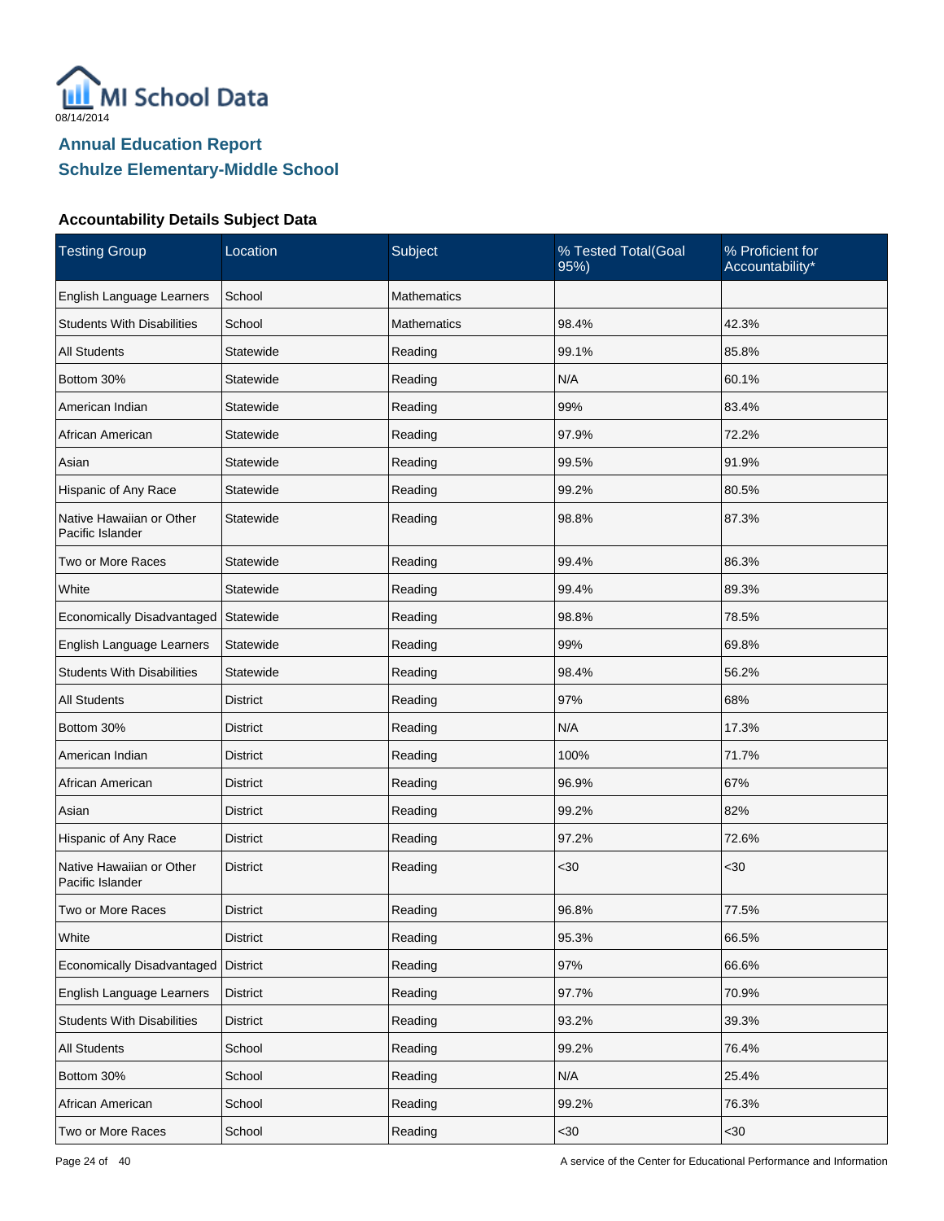MI School Data

08/14/2014

## Annual Education Report

## Schulze Elementary-Middle School

### Accountability Details Subject Data

| Testing Group | Location | Subject | % Tested Total(Goal 95%) | % Proficient for Accountability* |
|---|---|---|---|---|
| English Language Learners | School | Mathematics | | |
| Students With Disabilities | School | Mathematics | 98.4% | 42.3% |
| All Students | Statewide | Reading | 99.1% | 85.8% |
| Bottom 30% | Statewide | Reading | N/A | 60.1% |
| American Indian | Statewide | Reading | 99% | 83.4% |
| African American | Statewide | Reading | 97.9% | 72.2% |
| Asian | Statewide | Reading | 99.5% | 91.9% |
| Hispanic of Any Race | Statewide | Reading | 99.2% | 80.5% |
| Native Hawaiian or Other Pacific Islander | Statewide | Reading | 98.8% | 87.3% |
| Two or More Races | Statewide | Reading | 99.4% | 86.3% |
| White | Statewide | Reading | 99.4% | 89.3% |
| Economically Disadvantaged | Statewide | Reading | 98.8% | 78.5% |
| English Language Learners | Statewide | Reading | 99% | 69.8% |
| Students With Disabilities | Statewide | Reading | 98.4% | 56.2% |
| All Students | District | Reading | 97% | 68% |
| Bottom 30% | District | Reading | N/A | 17.3% |
| American Indian | District | Reading | 100% | 71.7% |
| African American | District | Reading | 96.9% | 67% |
| Asian | District | Reading | 99.2% | 82% |
| Hispanic of Any Race | District | Reading | 97.2% | 72.6% |
| Native Hawaiian or Other Pacific Islander | District | Reading | <30 | <30 |
| Two or More Races | District | Reading | 96.8% | 77.5% |
| White | District | Reading | 95.3% | 66.5% |
| Economically Disadvantaged | District | Reading | 97% | 66.6% |
| English Language Learners | District | Reading | 97.7% | 70.9% |
| Students With Disabilities | District | Reading | 93.2% | 39.3% |
| All Students | School | Reading | 99.2% | 76.4% |
| Bottom 30% | School | Reading | N/A | 25.4% |
| African American | School | Reading | 99.2% | 76.3% |
| Two or More Races | School | Reading | <30 | <30 |

A service of the Center for Educational Performance and Information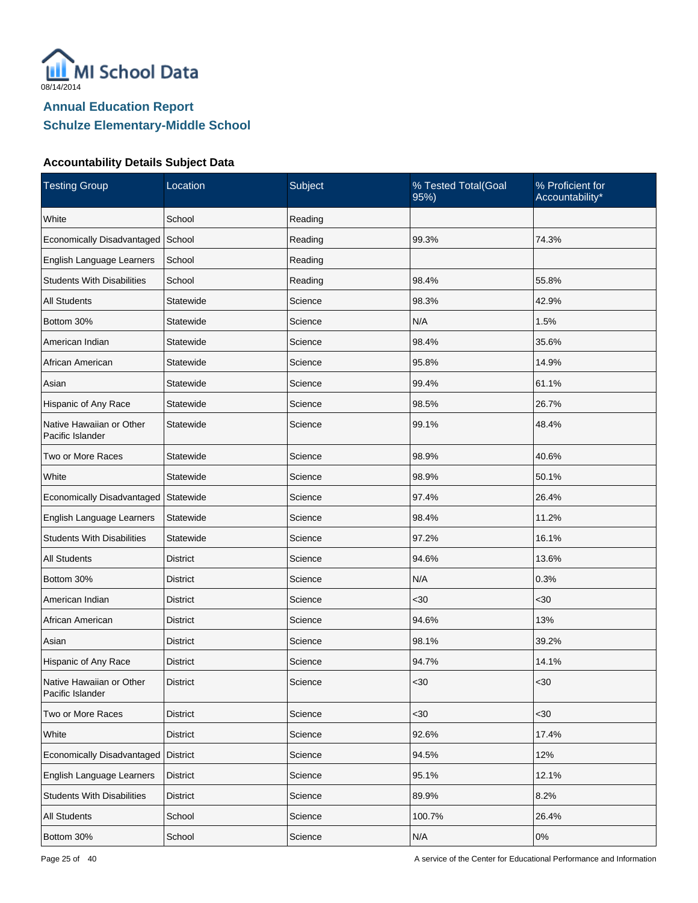## Annual Education Report

## Schulze Elementary-Middle School

### Accountability Details Subject Data

| Testing Group | Location | Subject | % Tested Total(Goal 95%) | % Proficient for Accountability* |
|---|---|---|---|---|
| White | School | Reading | | |
| Economically Disadvantaged | School | Reading | 99.3% | 74.3% |
| English Language Learners | School | Reading | | |
| Students With Disabilities | School | Reading | 98.4% | 55.8% |
| All Students | Statewide | Science | 98.3% | 42.9% |
| Bottom 30% | Statewide | Science | N/A | 1.5% |
| American Indian | Statewide | Science | 98.4% | 35.6% |
| African American | Statewide | Science | 95.8% | 14.9% |
| Asian | Statewide | Science | 99.4% | 61.1% |
| Hispanic of Any Race | Statewide | Science | 98.5% | 26.7% |
| Native Hawaiian or Other Pacific Islander | Statewide | Science | 99.1% | 48.4% |
| Two or More Races | Statewide | Science | 98.9% | 40.6% |
| White | Statewide | Science | 98.9% | 50.1% |
| Economically Disadvantaged | Statewide | Science | 97.4% | 26.4% |
| English Language Learners | Statewide | Science | 98.4% | 11.2% |
| Students With Disabilities | Statewide | Science | 97.2% | 16.1% |
| All Students | District | Science | 94.6% | 13.6% |
| Bottom 30% | District | Science | N/A | 0.3% |
| American Indian | District | Science | <30 | <30 |
| African American | District | Science | 94.6% | 13% |
| Asian | District | Science | 98.1% | 39.2% |
| Hispanic of Any Race | District | Science | 94.7% | 14.1% |
| Native Hawaiian or Other Pacific Islander | District | Science | <30 | <30 |
| Two or More Races | District | Science | <30 | <30 |
| White | District | Science | 92.6% | 17.4% |
| Economically Disadvantaged | District | Science | 94.5% | 12% |
| English Language Learners | District | Science | 95.1% | 12.1% |
| Students With Disabilities | District | Science | 89.9% | 8.2% |
| All Students | School | Science | 100.7% | 26.4% |
| Bottom 30% | School | Science | N/A | 0% |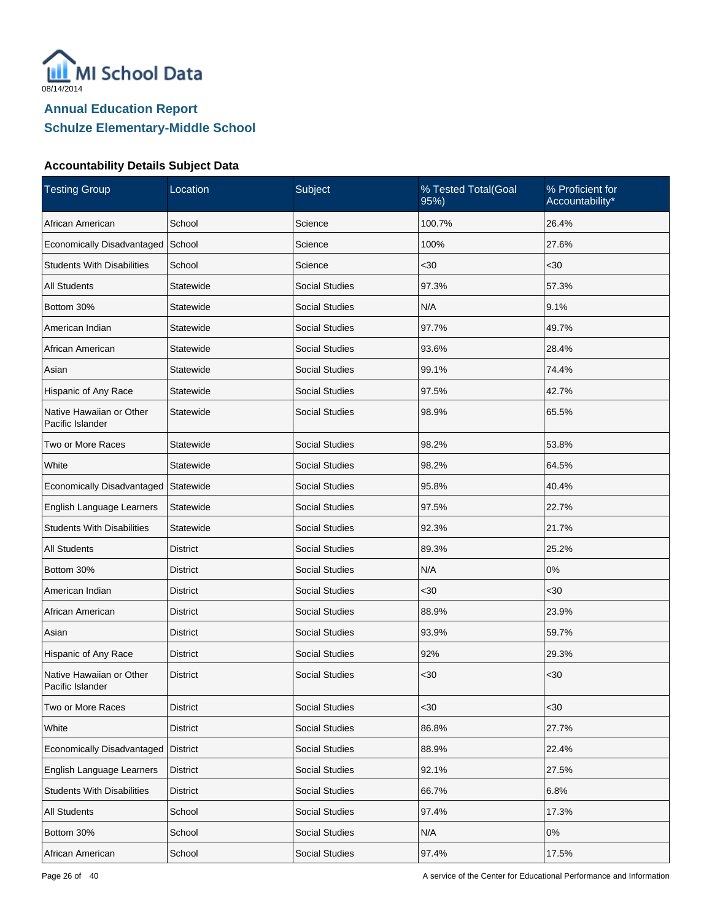MI School Data

08/14/2014

## Annual Education Report
## Schulze Elementary-Middle School

### Accountability Details Subject Data

| Testing Group | Location | Subject | % Tested Total(Goal 95%) | % Proficient for Accountability* |
|---|---|---|---|---|
| African American | School | Science | 100.7% | 26.4% |
| Economically Disadvantaged | School | Science | 100% | 27.6% |
| Students With Disabilities | School | Science | <30 | <30 |
| All Students | Statewide | Social Studies | 97.3% | 57.3% |
| Bottom 30% | Statewide | Social Studies | N/A | 9.1% |
| American Indian | Statewide | Social Studies | 97.7% | 49.7% |
| African American | Statewide | Social Studies | 93.6% | 28.4% |
| Asian | Statewide | Social Studies | 99.1% | 74.4% |
| Hispanic of Any Race | Statewide | Social Studies | 97.5% | 42.7% |
| Native Hawaiian or Other Pacific Islander | Statewide | Social Studies | 98.9% | 65.5% |
| Two or More Races | Statewide | Social Studies | 98.2% | 53.8% |
| White | Statewide | Social Studies | 98.2% | 64.5% |
| Economically Disadvantaged | Statewide | Social Studies | 95.8% | 40.4% |
| English Language Learners | Statewide | Social Studies | 97.5% | 22.7% |
| Students With Disabilities | Statewide | Social Studies | 92.3% | 21.7% |
| All Students | District | Social Studies | 89.3% | 25.2% |
| Bottom 30% | District | Social Studies | N/A | 0% |
| American Indian | District | Social Studies | <30 | <30 |
| African American | District | Social Studies | 88.9% | 23.9% |
| Asian | District | Social Studies | 93.9% | 59.7% |
| Hispanic of Any Race | District | Social Studies | 92% | 29.3% |
| Native Hawaiian or Other Pacific Islander | District | Social Studies | <30 | <30 |
| Two or More Races | District | Social Studies | <30 | <30 |
| White | District | Social Studies | 86.8% | 27.7% |
| Economically Disadvantaged | District | Social Studies | 88.9% | 22.4% |
| English Language Learners | District | Social Studies | 92.1% | 27.5% |
| Students With Disabilities | District | Social Studies | 66.7% | 6.8% |
| All Students | School | Social Studies | 97.4% | 17.3% |
| Bottom 30% | School | Social Studies | N/A | 0% |
| African American | School | Social Studies | 97.4% | 17.5% |

A service of the Center for Educational Performance and Information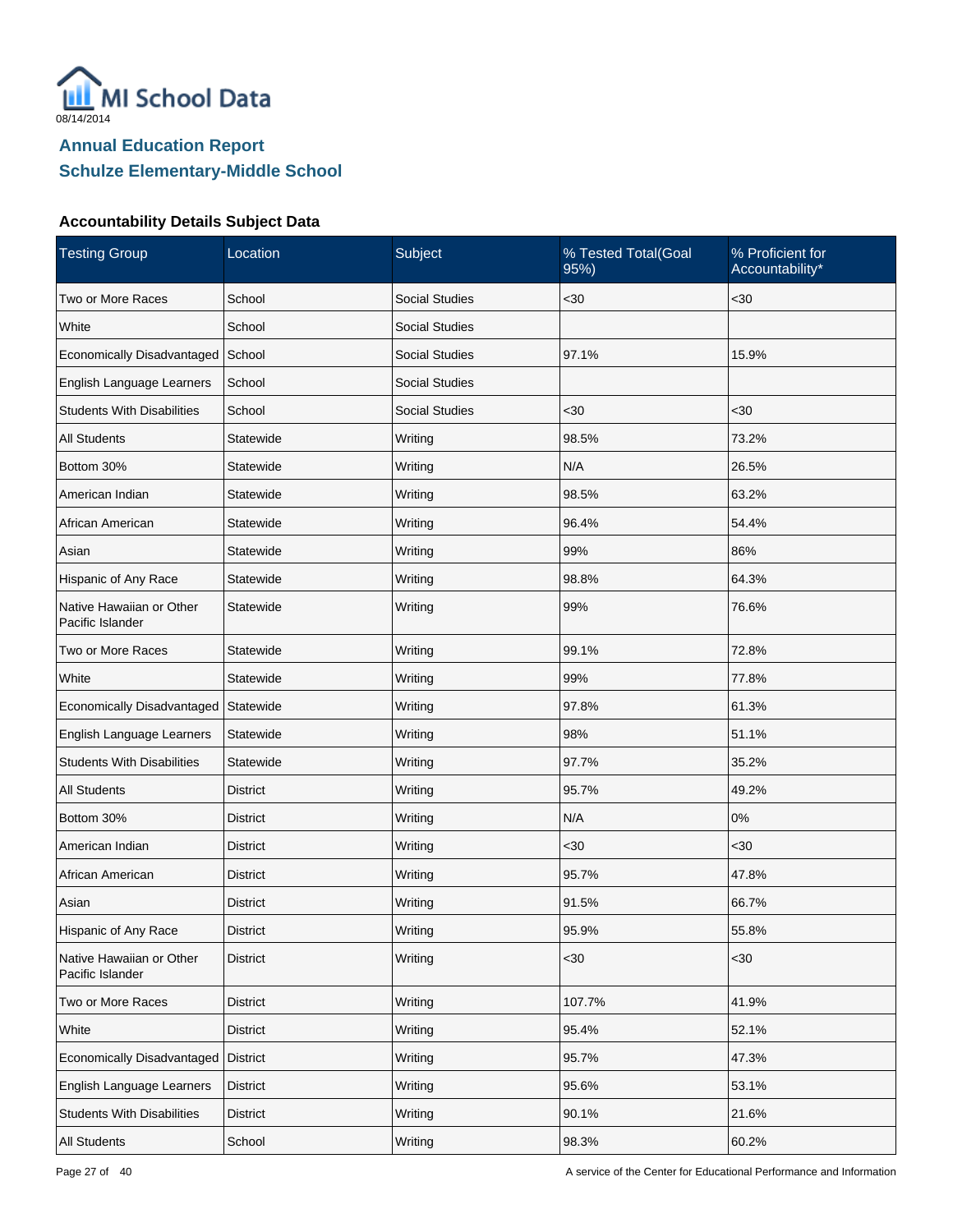MI School Data

08/14/2014

## Annual Education Report
## Schulze Elementary-Middle School

### Accountability Details Subject Data

| Testing Group | Location | Subject | % Tested Total(Goal 95%) | % Proficient for Accountability* |
|---|---|---|---|---|
| Two or More Races | School | Social Studies | <30 | <30 |
| White | School | Social Studies | | |
| Economically Disadvantaged | School | Social Studies | 97.1% | 15.9% |
| English Language Learners | School | Social Studies | | |
| Students With Disabilities | School | Social Studies | <30 | <30 |
| All Students | Statewide | Writing | 98.5% | 73.2% |
| Bottom 30% | Statewide | Writing | N/A | 26.5% |
| American Indian | Statewide | Writing | 98.5% | 63.2% |
| African American | Statewide | Writing | 96.4% | 54.4% |
| Asian | Statewide | Writing | 99% | 86% |
| Hispanic of Any Race | Statewide | Writing | 98.8% | 64.3% |
| Native Hawaiian or Other Pacific Islander | Statewide | Writing | 99% | 76.6% |
| Two or More Races | Statewide | Writing | 99.1% | 72.8% |
| White | Statewide | Writing | 99% | 77.8% |
| Economically Disadvantaged | Statewide | Writing | 97.8% | 61.3% |
| English Language Learners | Statewide | Writing | 98% | 51.1% |
| Students With Disabilities | Statewide | Writing | 97.7% | 35.2% |
| All Students | District | Writing | 95.7% | 49.2% |
| Bottom 30% | District | Writing | N/A | 0% |
| American Indian | District | Writing | <30 | <30 |
| African American | District | Writing | 95.7% | 47.8% |
| Asian | District | Writing | 91.5% | 66.7% |
| Hispanic of Any Race | District | Writing | 95.9% | 55.8% |
| Native Hawaiian or Other Pacific Islander | District | Writing | <30 | <30 |
| Two or More Races | District | Writing | 107.7% | 41.9% |
| White | District | Writing | 95.4% | 52.1% |
| Economically Disadvantaged | District | Writing | 95.7% | 47.3% |
| English Language Learners | District | Writing | 95.6% | 53.1% |
| Students With Disabilities | District | Writing | 90.1% | 21.6% |
| All Students | School | Writing | 98.3% | 60.2% |

A service of the Center for Educational Performance and Information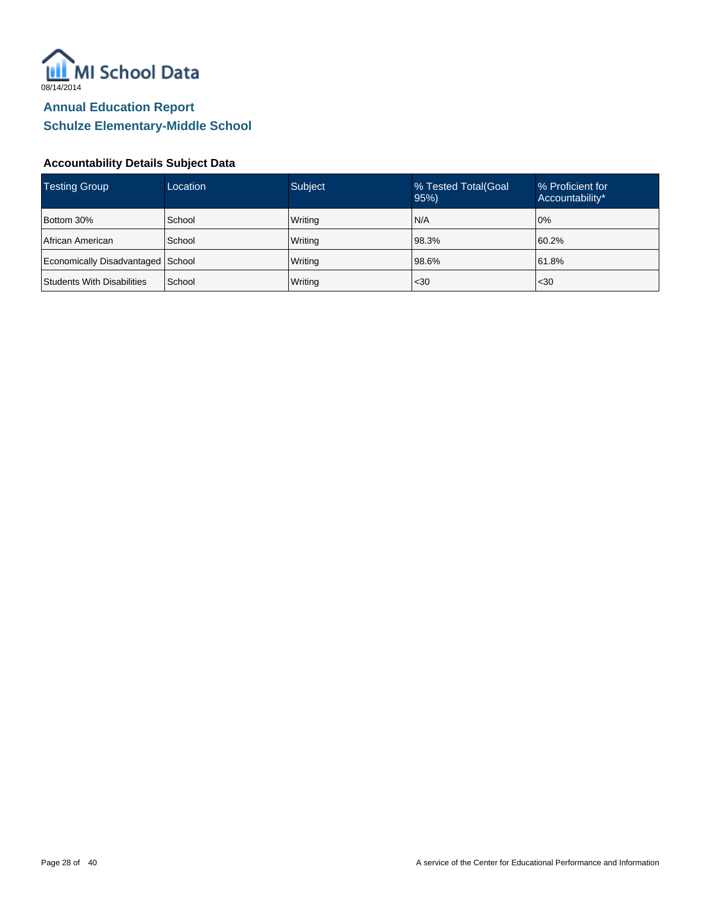MI School Data

08/14/2014

## Annual Education Report

## Schulze Elementary-Middle School

### Accountability Details Subject Data

| Testing Group | Location | Subject | % Tested Total(Goal 95%) | % Proficient for Accountability* |
|---|---|---|---|---|
| Bottom 30% | School | Writing | N/A | 0% |
| African American | School | Writing | 98.3% | 60.2% |
| Economically Disadvantaged | School | Writing | 98.6% | 61.8% |
| Students With Disabilities | School | Writing | <30 | <30 |

A service of the Center for Educational Performance and Information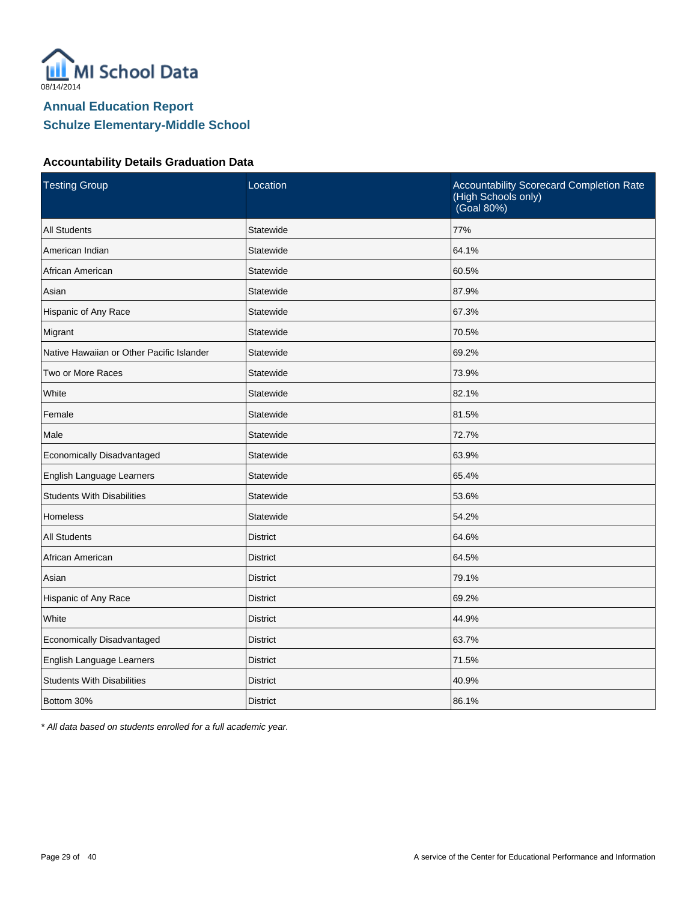MI School Data

08/14/2014

## Annual Education Report
## Schulze Elementary-Middle School

### Accountability Details Graduation Data

| Testing Group | Location | Accountability Scorecard Completion Rate (High Schools only) (Goal 80%) |
|---|---|---|
| All Students | Statewide | 77% |
| American Indian | Statewide | 64.1% |
| African American | Statewide | 60.5% |
| Asian | Statewide | 87.9% |
| Hispanic of Any Race | Statewide | 67.3% |
| Migrant | Statewide | 70.5% |
| Native Hawaiian or Other Pacific Islander | Statewide | 69.2% |
| Two or More Races | Statewide | 73.9% |
| White | Statewide | 82.1% |
| Female | Statewide | 81.5% |
| Male | Statewide | 72.7% |
| Economically Disadvantaged | Statewide | 63.9% |
| English Language Learners | Statewide | 65.4% |
| Students With Disabilities | Statewide | 53.6% |
| Homeless | Statewide | 54.2% |
| All Students | District | 64.6% |
| African American | District | 64.5% |
| Asian | District | 79.1% |
| Hispanic of Any Race | District | 69.2% |
| White | District | 44.9% |
| Economically Disadvantaged | District | 63.7% |
| English Language Learners | District | 71.5% |
| Students With Disabilities | District | 40.9% |
| Bottom 30% | District | 86.1% |

*\* All data based on students enrolled for a full academic year.*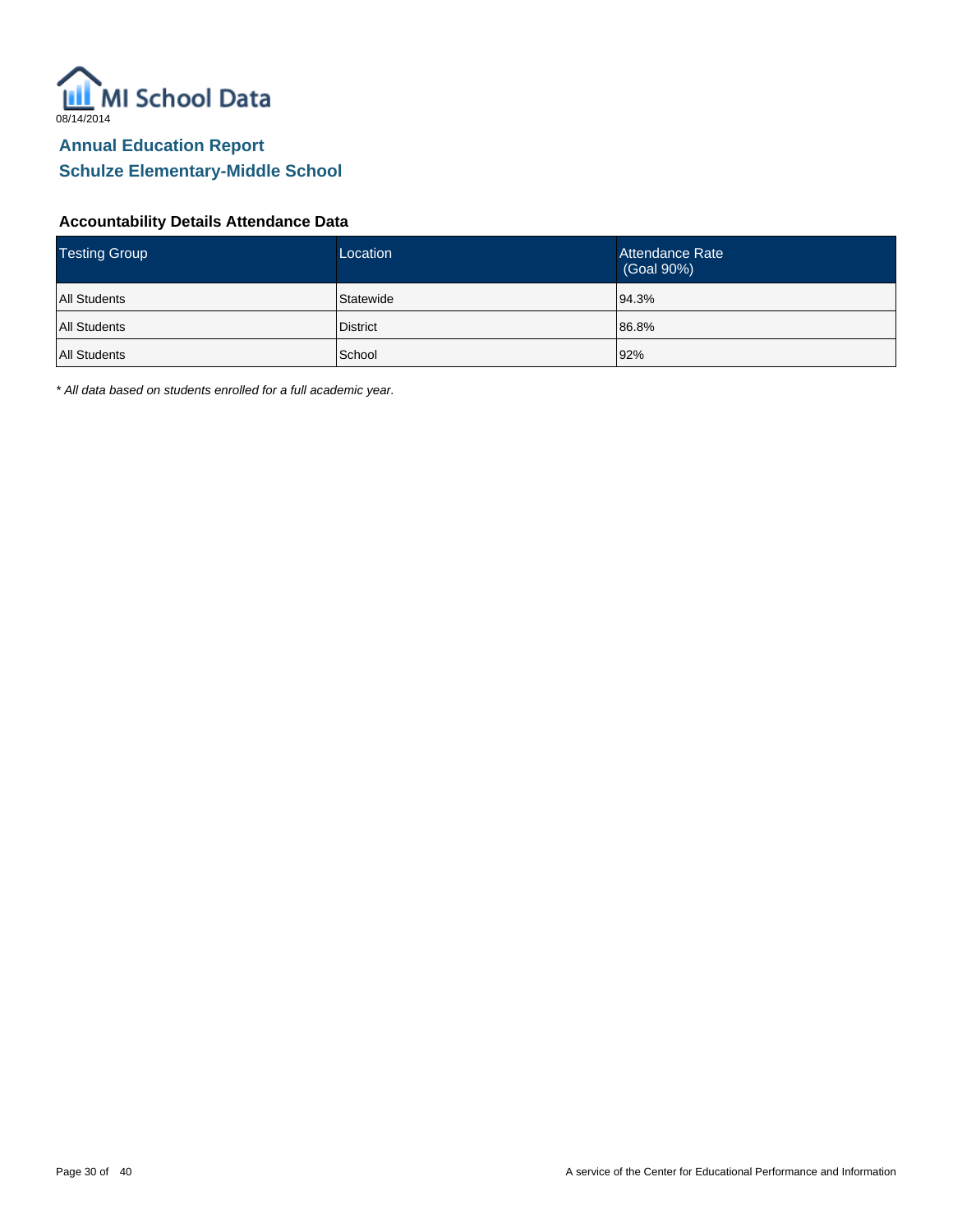MI School Data

08/14/2014

## Annual Education Report
## Schulze Elementary-Middle School

### Accountability Details Attendance Data

| Testing Group | Location | Attendance Rate (Goal 90%) |
|---|---|---|
| All Students | Statewide | 94.3% |
| All Students | District | 86.8% |
| All Students | School | 92% |

*\* All data based on students enrolled for a full academic year.*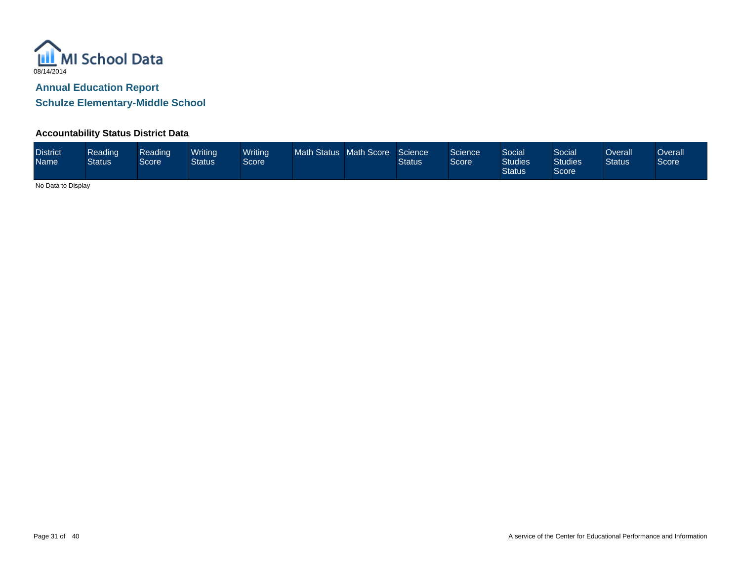MI School Data

08/14/2014

## Annual Education Report

## Schulze Elementary-Middle School

### Accountability Status District Data

| District Name | Reading Status | Reading Score | Writing Status | Writing Score | Math Status | Math Score | Science Status | Science Score | Social Studies Status | Social Studies Score | Overall Status | Overall Score |
|---|---|---|---|---|---|---|---|---|---|---|---|---|

No Data to Display

A service of the Center for Educational Performance and Information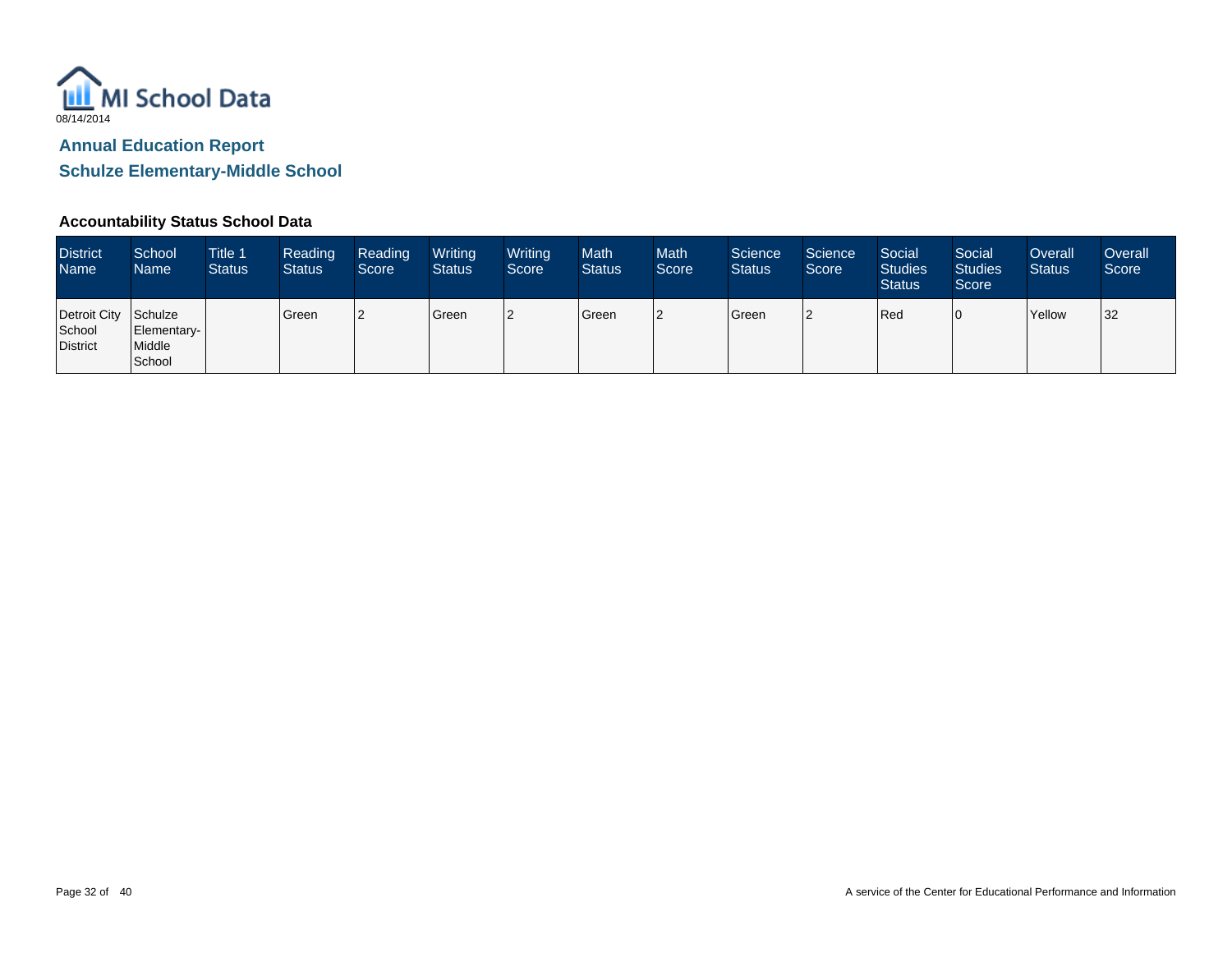MI School Data

08/14/2014

## Annual Education Report

## Schulze Elementary-Middle School

### Accountability Status School Data

| District Name | School Name | Title 1 Status | Reading Status | Reading Score | Writing Status | Writing Score | Math Status | Math Score | Science Status | Science Score | Social Studies Status | Social Studies Score | Overall Status | Overall Score |
|---|---|---|---|---|---|---|---|---|---|---|---|---|---|---|
| Detroit City School District | Schulze Elementary-Middle School | | Green | 2 | Green | 2 | Green | 2 | Green | 2 | Red | 0 | Yellow | 32 |

A service of the Center for Educational Performance and Information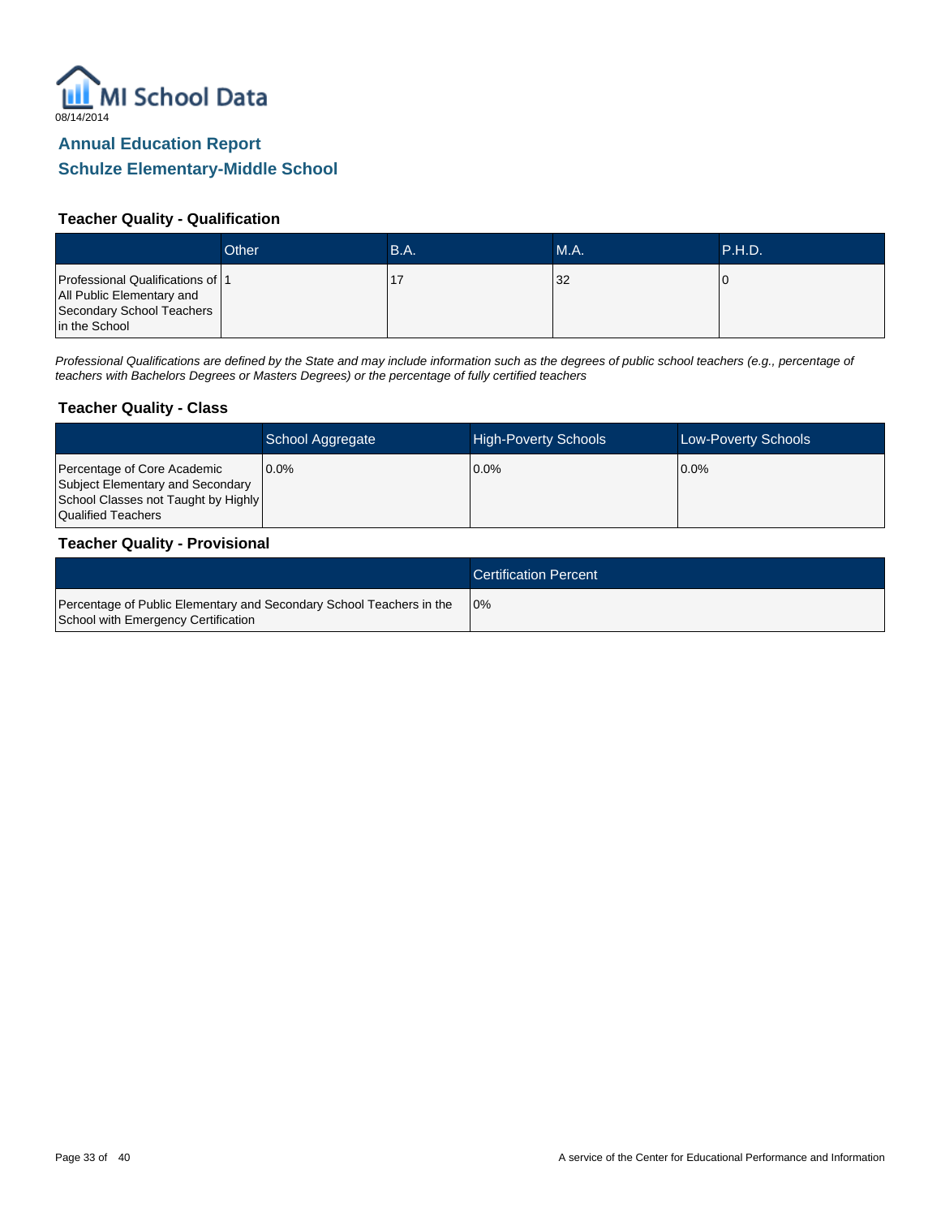MI School Data

08/14/2014

# Annual Education Report

## Schulze Elementary-Middle School

### Teacher Quality - Qualification

| | Other | B.A. | M.A. | P.H.D. |
|---|---|---|---|---|
| Professional Qualifications of All Public Elementary and Secondary School Teachers in the School | 1 | 17 | 32 | 0 |

*Professional Qualifications are defined by the State and may include information such as the degrees of public school teachers (e.g., percentage of teachers with Bachelors Degrees or Masters Degrees) or the percentage of fully certified teachers*

### Teacher Quality - Class

| | School Aggregate | High-Poverty Schools | Low-Poverty Schools |
|---|---|---|---|
| Percentage of Core Academic Subject Elementary and Secondary School Classes not Taught by Highly Qualified Teachers | 0.0% | 0.0% | 0.0% |

### Teacher Quality - Provisional

| | Certification Percent |
|---|---|
| Percentage of Public Elementary and Secondary School Teachers in the School with Emergency Certification | 0% |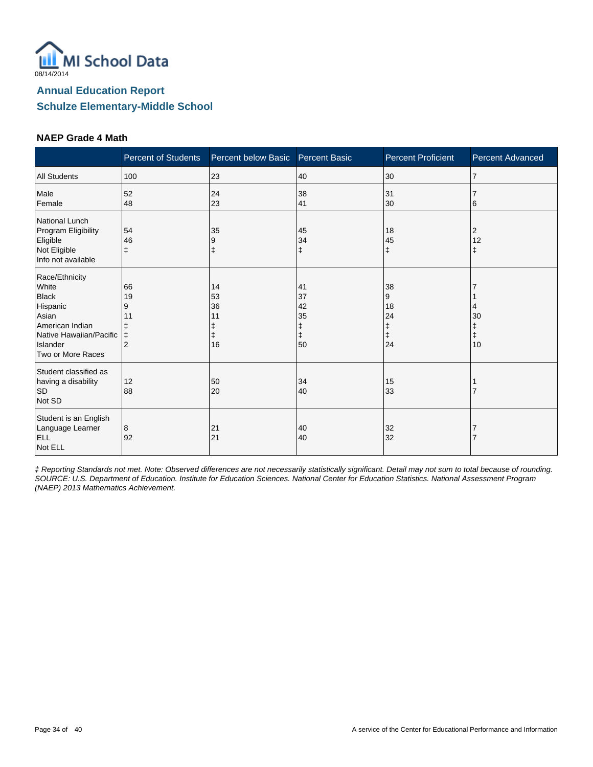MI School Data
08/14/2014

## Annual Education Report
## Schulze Elementary-Middle School

### NAEP Grade 4 Math

| | Percent of Students | Percent below Basic | Percent Basic | Percent Proficient | Percent Advanced |
|---|---|---|---|---|---|
| All Students | 100 | 23 | 40 | 30 | 7 |
| Male | 52 | 24 | 38 | 31 | 7 |
| Female | 48 | 23 | 41 | 30 | 6 |
| National Lunch Program Eligibility | | | | | |
| Eligible | 54 | 35 | 45 | 18 | 2 |
| Not Eligible | 46 | 9 | 34 | 45 | 12 |
| Info not available | ‡ | ‡ | ‡ | ‡ | ‡ |
| Race/Ethnicity | | | | | |
| White | 66 | 14 | 41 | 38 | 7 |
| Black | 19 | 53 | 37 | 9 | 1 |
| Hispanic | 9 | 36 | 42 | 18 | 4 |
| Asian | 11 | 11 | 35 | 24 | 30 |
| American Indian | ‡ | ‡ | ‡ | ‡ | ‡ |
| Native Hawaiian/Pacific Islander | ‡ | ‡ | ‡ | ‡ | ‡ |
| Two or More Races | 2 | 16 | 50 | 24 | 10 |
| Student classified as having a disability | | | | | |
| SD | 12 | 50 | 34 | 15 | 1 |
| Not SD | 88 | 20 | 40 | 33 | 7 |
| Student is an English Language Learner | | | | | |
| ELL | 8 | 21 | 40 | 32 | 7 |
| Not ELL | 92 | 21 | 40 | 32 | 7 |

*‡ Reporting Standards not met. Note: Observed differences are not necessarily statistically significant. Detail may not sum to total because of rounding. SOURCE: U.S. Department of Education. Institute for Education Sciences. National Center for Education Statistics. National Assessment Program (NAEP) 2013 Mathematics Achievement.*

A service of the Center for Educational Performance and Information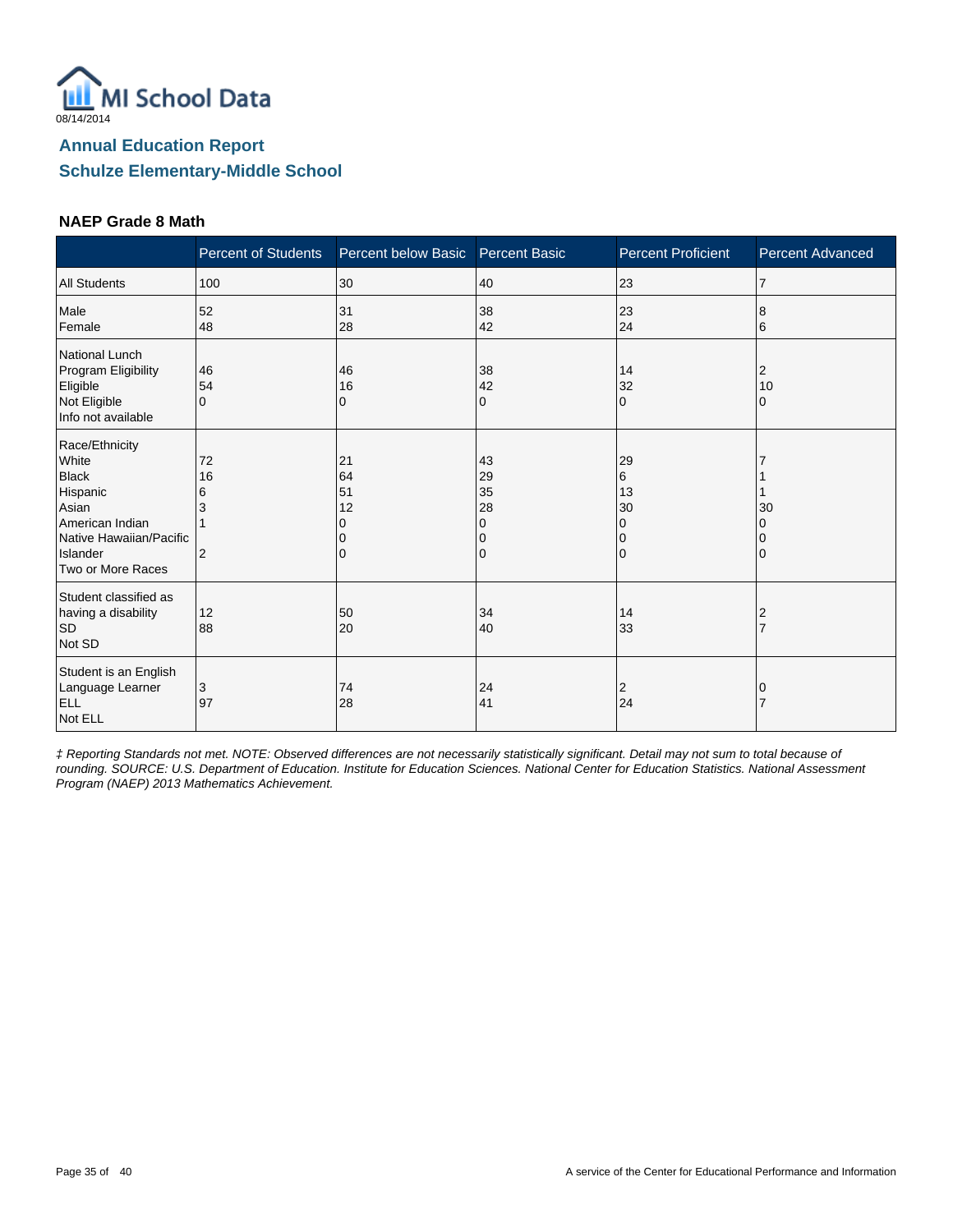MI School Data

08/14/2014

## Annual Education Report

## Schulze Elementary-Middle School

### NAEP Grade 8 Math

| | Percent of Students | Percent below Basic | Percent Basic | Percent Proficient | Percent Advanced |
|---|---|---|---|---|---|
| All Students | 100 | 30 | 40 | 23 | 7 |
| Male | 52 | 31 | 38 | 23 | 8 |
| Female | 48 | 28 | 42 | 24 | 6 |
| National Lunch Program Eligibility | | | | | |
| Eligible | 46 | 46 | 38 | 14 | 2 |
| Not Eligible | 54 | 16 | 42 | 32 | 10 |
| Info not available | 0 | 0 | 0 | 0 | 0 |
| Race/Ethnicity | | | | | |
| White | 72 | 21 | 43 | 29 | 7 |
| Black | 16 | 64 | 29 | 6 | 1 |
| Hispanic | 6 | 51 | 35 | 13 | 1 |
| Asian | 3 | 12 | 28 | 30 | 30 |
| American Indian | 1 | 0 | 0 | 0 | 0 |
| Native Hawaiian/Pacific Islander | | 0 | 0 | 0 | 0 |
| Two or More Races | 2 | 0 | 0 | 0 | 0 |
| Student classified as having a disability | | | | | |
| SD | 12 | 50 | 34 | 14 | 2 |
| Not SD | 88 | 20 | 40 | 33 | 7 |
| Student is an English Language Learner | | | | | |
| ELL | 3 | 74 | 24 | 2 | 0 |
| Not ELL | 97 | 28 | 41 | 24 | 7 |

*‡ Reporting Standards not met. NOTE: Observed differences are not necessarily statistically significant. Detail may not sum to total because of rounding. SOURCE: U.S. Department of Education. Institute for Education Sciences. National Center for Education Statistics. National Assessment Program (NAEP) 2013 Mathematics Achievement.*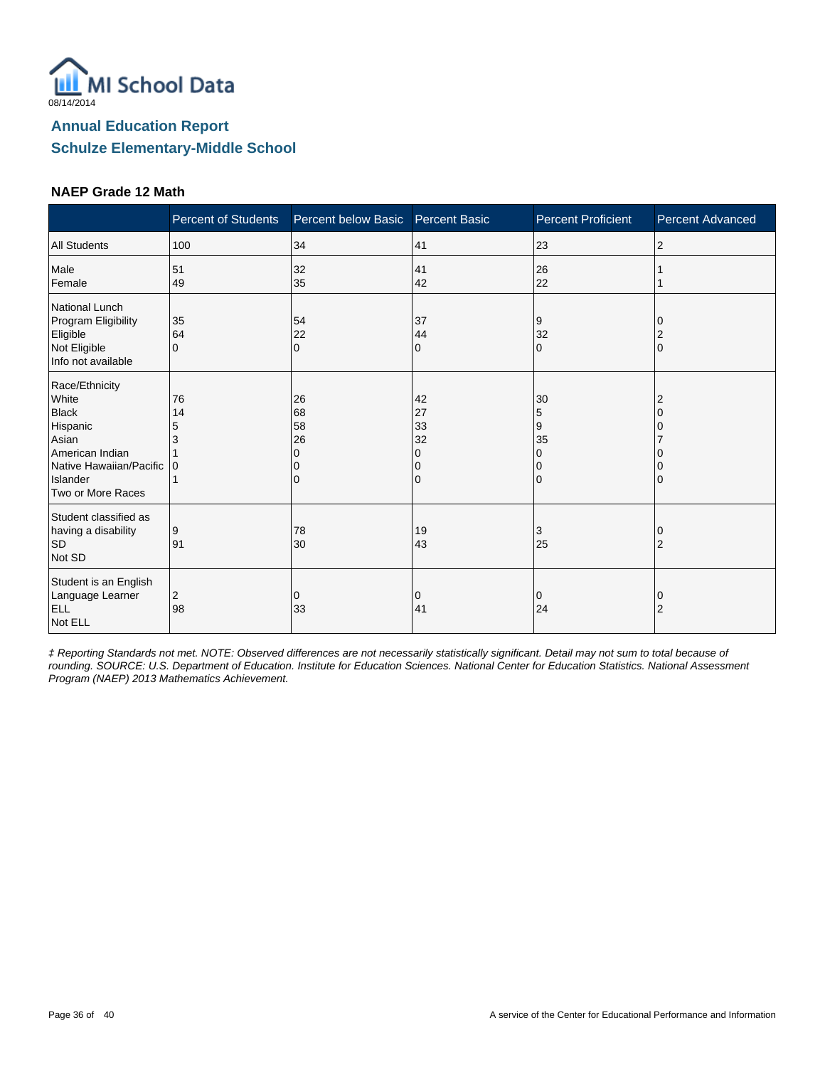MI School Data

08/14/2014

## Annual Education Report

## Schulze Elementary-Middle School

### NAEP Grade 12 Math

| | Percent of Students | Percent below Basic | Percent Basic | Percent Proficient | Percent Advanced |
|---|---|---|---|---|---|
| All Students | 100 | 34 | 41 | 23 | 2 |
| Male | 51 | 32 | 41 | 26 | 1 |
| Female | 49 | 35 | 42 | 22 | 1 |
| National Lunch Program Eligibility | | | | | |
| Eligible | 35 | 54 | 37 | 9 | 0 |
| Not Eligible | 64 | 22 | 44 | 32 | 2 |
| Info not available | 0 | 0 | 0 | 0 | 0 |
| Race/Ethnicity | | | | | |
| White | 76 | 26 | 42 | 30 | 2 |
| Black | 14 | 68 | 27 | 5 | 0 |
| Hispanic | 5 | 58 | 33 | 9 | 0 |
| Asian | 3 | 26 | 32 | 35 | 7 |
| American Indian | 1 | 0 | 0 | 0 | 0 |
| Native Hawaiian/Pacific Islander | 0 | 0 | 0 | 0 | 0 |
| Two or More Races | 1 | 0 | 0 | 0 | 0 |
| Student classified as having a disability | | | | | |
| SD | 9 | 78 | 19 | 3 | 0 |
| Not SD | 91 | 30 | 43 | 25 | 2 |
| Student is an English Language Learner | | | | | |
| ELL | 2 | 0 | 0 | 0 | 0 |
| Not ELL | 98 | 33 | 41 | 24 | 2 |

*‡ Reporting Standards not met. NOTE: Observed differences are not necessarily statistically significant. Detail may not sum to total because of rounding. SOURCE: U.S. Department of Education. Institute for Education Sciences. National Center for Education Statistics. National Assessment Program (NAEP) 2013 Mathematics Achievement.*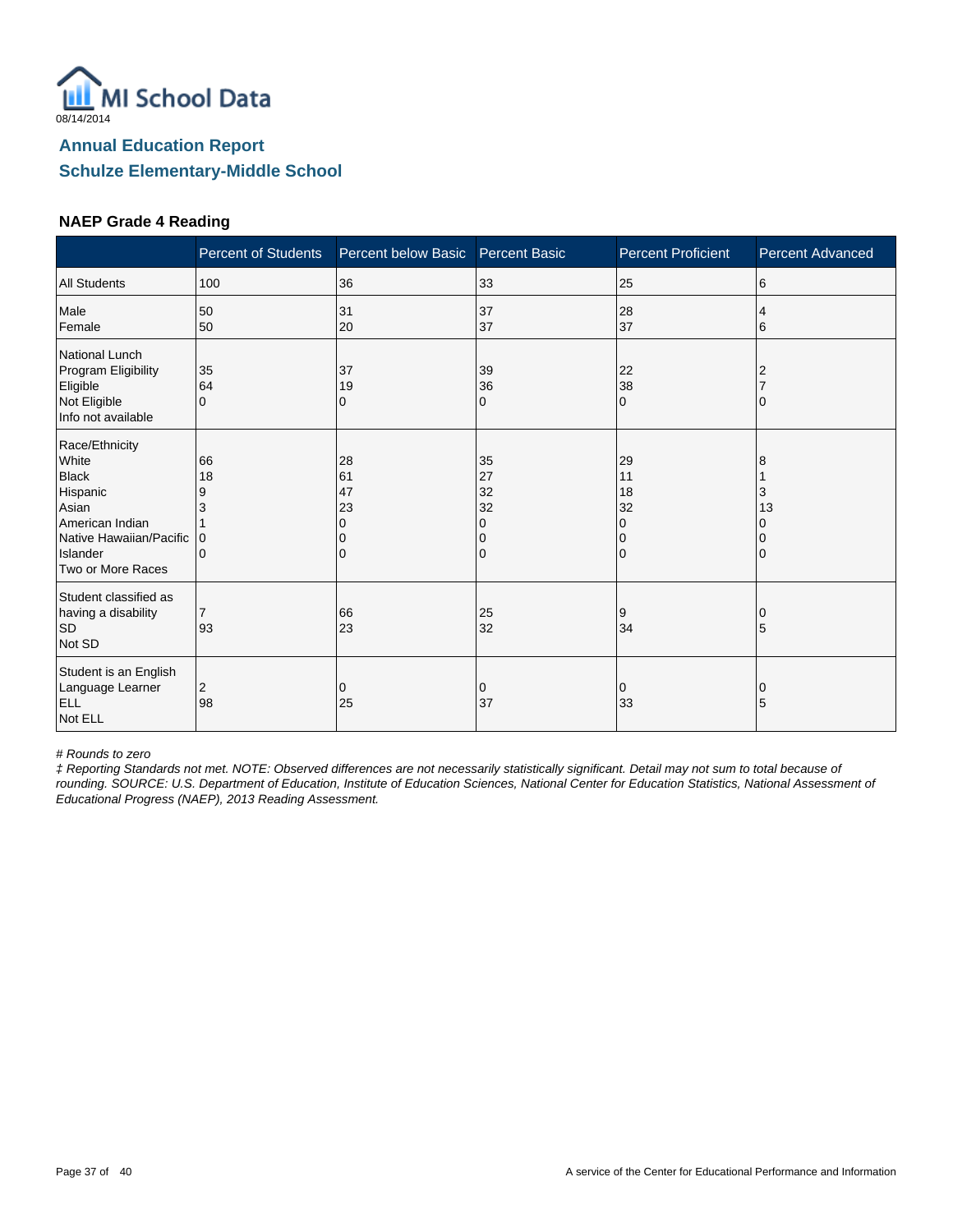MI School Data

08/14/2014

## Annual Education Report

## Schulze Elementary-Middle School

### NAEP Grade 4 Reading

| | Percent of Students | Percent below Basic | Percent Basic | Percent Proficient | Percent Advanced |
|---|---|---|---|---|---|
| All Students | 100 | 36 | 33 | 25 | 6 |
| Male | 50 | 31 | 37 | 28 | 4 |
| Female | 50 | 20 | 37 | 37 | 6 |
| National Lunch Program Eligibility | | | | | |
| Eligible | 35 | 37 | 39 | 22 | 2 |
| Not Eligible | 64 | 19 | 36 | 38 | 7 |
| Info not available | 0 | 0 | 0 | 0 | 0 |
| Race/Ethnicity | | | | | |
| White | 66 | 28 | 35 | 29 | 8 |
| Black | 18 | 61 | 27 | 11 | 1 |
| Hispanic | 9 | 47 | 32 | 18 | 3 |
| Asian | 3 | 23 | 32 | 32 | 13 |
| American Indian | 1 | 0 | 0 | 0 | 0 |
| Native Hawaiian/Pacific Islander | 0 | 0 | 0 | 0 | 0 |
| Two or More Races | 0 | 0 | 0 | 0 | 0 |
| Student classified as having a disability | | | | | |
| SD | 7 | 66 | 25 | 9 | 0 |
| Not SD | 93 | 23 | 32 | 34 | 5 |
| Student is an English Language Learner | | | | | |
| ELL | 2 | 0 | 0 | 0 | 0 |
| Not ELL | 98 | 25 | 37 | 33 | 5 |

*# Rounds to zero*

*‡ Reporting Standards not met. NOTE: Observed differences are not necessarily statistically significant. Detail may not sum to total because of rounding. SOURCE: U.S. Department of Education, Institute of Education Sciences, National Center for Education Statistics, National Assessment of Educational Progress (NAEP), 2013 Reading Assessment.*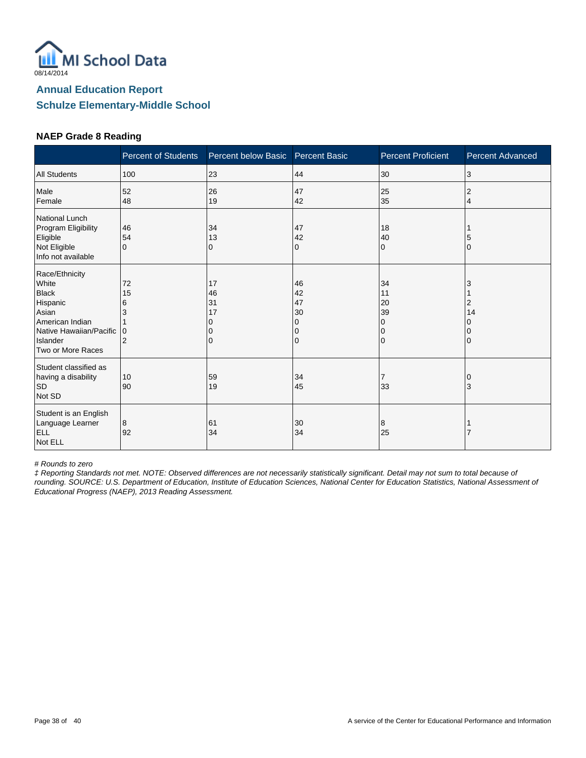08/14/2014

## Annual Education Report
## Schulze Elementary-Middle School

### NAEP Grade 8 Reading

| | Percent of Students | Percent below Basic | Percent Basic | Percent Proficient | Percent Advanced |
|---|---|---|---|---|---|
| All Students | 100 | 23 | 44 | 30 | 3 |
| Male | 52 | 26 | 47 | 25 | 2 |
| Female | 48 | 19 | 42 | 35 | 4 |
| National Lunch Program Eligibility | | | | | |
| Eligible | 46 | 34 | 47 | 18 | 1 |
| Not Eligible | 54 | 13 | 42 | 40 | 5 |
| Info not available | 0 | 0 | 0 | 0 | 0 |
| Race/Ethnicity | | | | | |
| White | 72 | 17 | 46 | 34 | 3 |
| Black | 15 | 46 | 42 | 11 | 1 |
| Hispanic | 6 | 31 | 47 | 20 | 2 |
| Asian | 3 | 17 | 30 | 39 | 14 |
| American Indian | 1 | 0 | 0 | 0 | 0 |
| Native Hawaiian/Pacific Islander | 0 | 0 | 0 | 0 | 0 |
| Two or More Races | 2 | 0 | 0 | 0 | 0 |
| Student classified as having a disability | | | | | |
| SD | 10 | 59 | 34 | 7 | 0 |
| Not SD | 90 | 19 | 45 | 33 | 3 |
| Student is an English Language Learner | | | | | |
| ELL | 8 | 61 | 30 | 8 | 1 |
| Not ELL | 92 | 34 | 34 | 25 | 7 |

*# Rounds to zero*

*‡ Reporting Standards not met. NOTE: Observed differences are not necessarily statistically significant. Detail may not sum to total because of rounding. SOURCE: U.S. Department of Education, Institute of Education Sciences, National Center for Education Statistics, National Assessment of Educational Progress (NAEP), 2013 Reading Assessment.*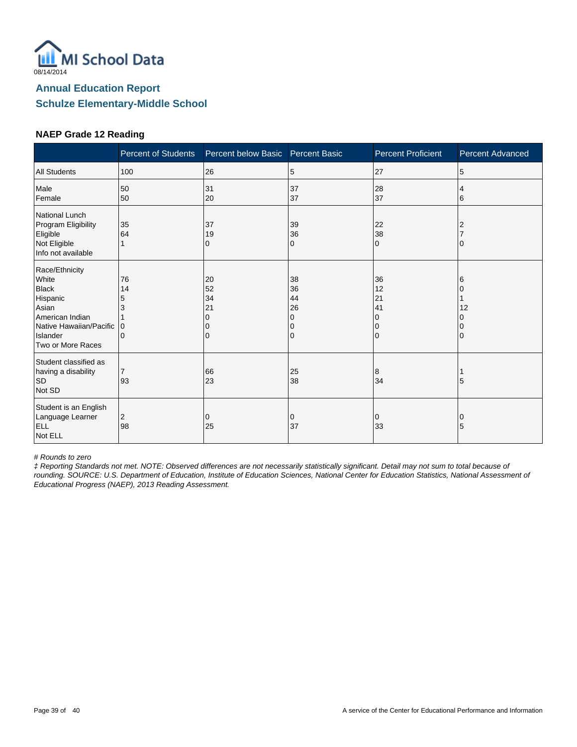08/14/2014

# Annual Education Report

## Schulze Elementary-Middle School

### NAEP Grade 12 Reading

| | Percent of Students | Percent below Basic | Percent Basic | Percent Proficient | Percent Advanced |
|---|---|---|---|---|---|
| All Students | 100 | 26 | 5 | 27 | 5 |
| Male | 50 | 31 | 37 | 28 | 4 |
| Female | 50 | 20 | 37 | 37 | 6 |
| National Lunch Program Eligibility | | | | | |
| Eligible | 35 | 37 | 39 | 22 | 2 |
| Not Eligible | 64 | 19 | 36 | 38 | 7 |
| Info not available | 1 | 0 | 0 | 0 | 0 |
| Race/Ethnicity | | | | | |
| White | 76 | 20 | 38 | 36 | 6 |
| Black | 14 | 52 | 36 | 12 | 0 |
| Hispanic | 5 | 34 | 44 | 21 | 1 |
| Asian | 3 | 21 | 26 | 41 | 12 |
| American Indian | 1 | 0 | 0 | 0 | 0 |
| Native Hawaiian/Pacific Islander | 0 | 0 | 0 | 0 | 0 |
| Two or More Races | 0 | 0 | 0 | 0 | 0 |
| Student classified as having a disability | | | | | |
| SD | 7 | 66 | 25 | 8 | 1 |
| Not SD | 93 | 23 | 38 | 34 | 5 |
| Student is an English Language Learner | | | | | |
| ELL | 2 | 0 | 0 | 0 | 0 |
| Not ELL | 98 | 25 | 37 | 33 | 5 |

*# Rounds to zero*

*‡ Reporting Standards not met. NOTE: Observed differences are not necessarily statistically significant. Detail may not sum to total because of rounding. SOURCE: U.S. Department of Education, Institute of Education Sciences, National Center for Education Statistics, National Assessment of Educational Progress (NAEP), 2013 Reading Assessment.*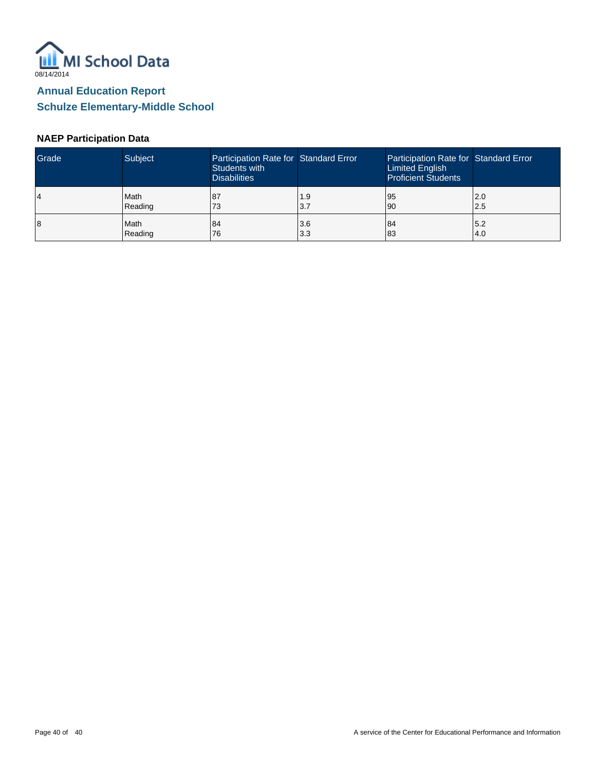MI School Data

08/14/2014

## Annual Education Report

## Schulze Elementary-Middle School

### NAEP Participation Data

| Grade | Subject | Participation Rate for Students with Disabilities | Standard Error | Participation Rate for Limited English Proficient Students | Standard Error |
|---|---|---|---|---|---|
| 4 | Math<br>Reading | 87<br>73 | 1.9<br>3.7 | 95<br>90 | 2.0<br>2.5 |
| 8 | Math<br>Reading | 84<br>76 | 3.6<br>3.3 | 84<br>83 | 5.2<br>4.0 |